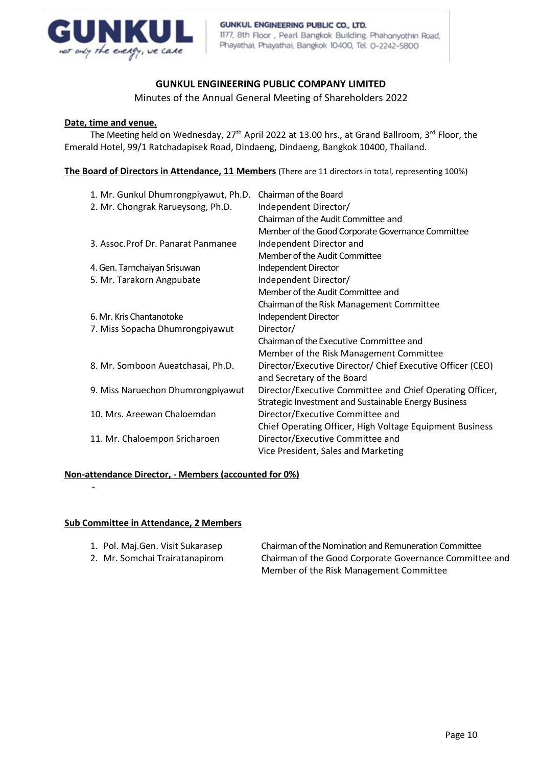GUNKUL ENGINEERING PUBLIC CO., LTD.
1177, 8th Floor , Pearl Bangkok Building, Phahonyothin Road, Phayathai, Phayathai, Bangkok 10400, Tel. 0-2242-5800

# GUNKUL ENGINEERING PUBLIC COMPANY LIMITED

Minutes of the Annual General Meeting of Shareholders 2022

**Date, time and venue.**

The Meeting held on Wednesday, 27th April 2022 at 13.00 hrs., at Grand Ballroom, 3rd Floor, the Emerald Hotel, 99/1 Ratchadapisek Road, Dindaeng, Dindaeng, Bangkok 10400, Thailand.

**The Board of Directors in Attendance, 11 Members** (There are 11 directors in total, representing 100%)

| | |
|---|---|
| 1. Mr. Gunkul Dhumrongpiyawut, Ph.D. | Chairman of the Board |
| 2. Mr. Chongrak Rarueysong, Ph.D. | Independent Director/ Chairman of the Audit Committee and Member of the Good Corporate Governance Committee |
| 3. Assoc.Prof Dr. Panarat Panmanee | Independent Director and Member of the Audit Committee |
| 4. Gen. Tarnchaiyan Srisuwan | Independent Director |
| 5. Mr. Tarakorn Angpubate | Independent Director/ Member of the Audit Committee and Chairman of the Risk Management Committee |
| 6. Mr. Kris Chantanotoke | Independent Director |
| 7. Miss Sopacha Dhumrongpiyawut | Director/ Chairman of the Executive Committee and Member of the Risk Management Committee |
| 8. Mr. Somboon Aueatchasai, Ph.D. | Director/Executive Director/ Chief Executive Officer (CEO) and Secretary of the Board |
| 9. Miss Naruechon Dhumrongpiyawut | Director/Executive Committee and Chief Operating Officer, Strategic Investment and Sustainable Energy Business |
| 10. Mrs. Areewan Chaloemdan | Director/Executive Committee and Chief Operating Officer, High Voltage Equipment Business |
| 11. Mr. Chaloempon Sricharoen | Director/Executive Committee and Vice President, Sales and Marketing |

**Non-attendance Director, - Members (accounted for 0%)**

-

**Sub Committee in Attendance, 2 Members**

| | |
|---|---|
| 1. Pol. Maj.Gen. Visit Sukarasep | Chairman of the Nomination and Remuneration Committee |
| 2. Mr. Somchai Trairatanapirom | Chairman of the Good Corporate Governance Committee and Member of the Risk Management Committee |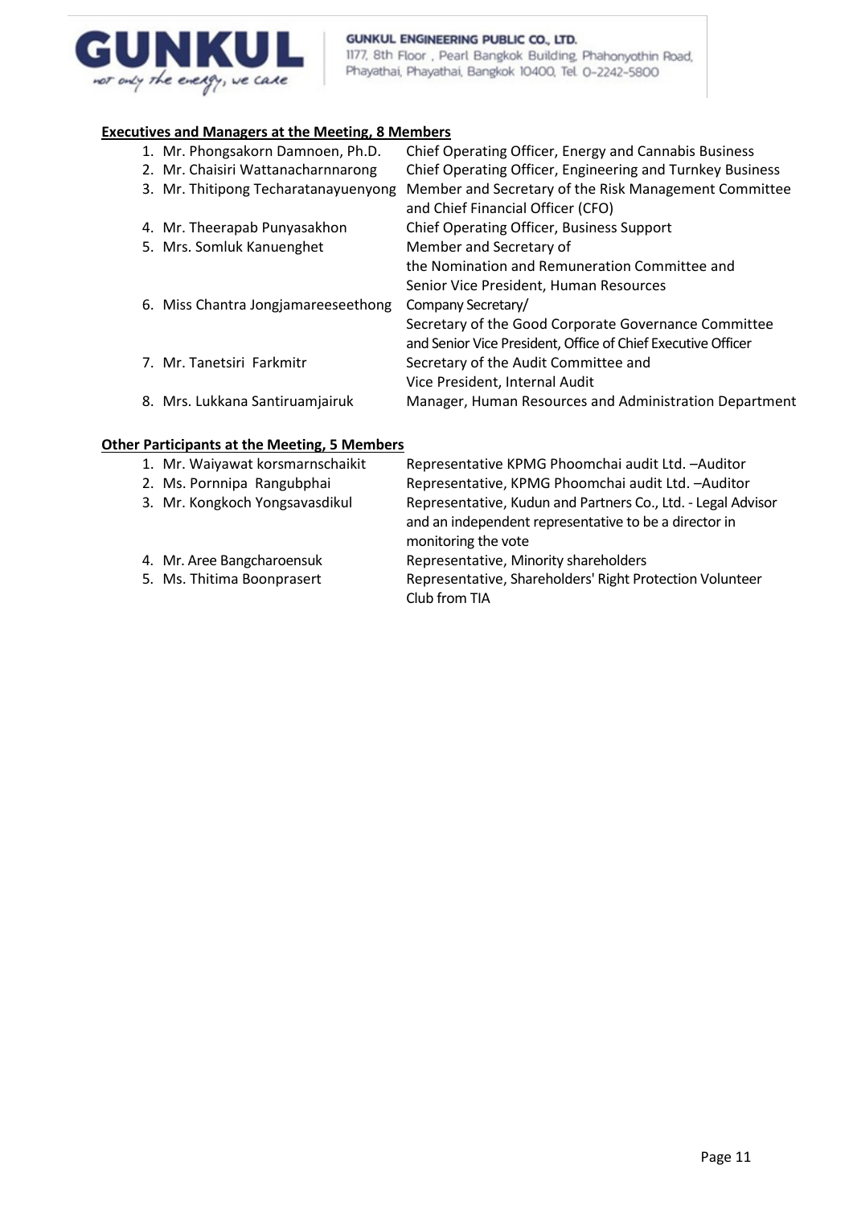**Executives and Managers at the Meeting, 8 Members**

| | |
|---|---|
| 1. Mr. Phongsakorn Damnoen, Ph.D. | Chief Operating Officer, Energy and Cannabis Business |
| 2. Mr. Chaisiri Wattanacharnnarong | Chief Operating Officer, Engineering and Turnkey Business |
| 3. Mr. Thitipong Techaratanayuenyong | Member and Secretary of the Risk Management Committee and Chief Financial Officer (CFO) |
| 4. Mr. Theerapab Punyasakhon | Chief Operating Officer, Business Support |
| 5. Mrs. Somluk Kanuenghet | Member and Secretary of the Nomination and Remuneration Committee and Senior Vice President, Human Resources |
| 6. Miss Chantra Jongjamareeseethong | Company Secretary/ Secretary of the Good Corporate Governance Committee and Senior Vice President, Office of Chief Executive Officer |
| 7. Mr. Tanetsiri Farkmitr | Secretary of the Audit Committee and Vice President, Internal Audit |
| 8. Mrs. Lukkana Santiruamjairuk | Manager, Human Resources and Administration Department |

**Other Participants at the Meeting, 5 Members**

| | |
|---|---|
| 1. Mr. Waiyawat korsmarnschaikit | Representative KPMG Phoomchai audit Ltd. –Auditor |
| 2. Ms. Pornnipa Rangubphai | Representative, KPMG Phoomchai audit Ltd. –Auditor |
| 3. Mr. Kongkoch Yongsavasdikul | Representative, Kudun and Partners Co., Ltd. - Legal Advisor and an independent representative to be a director in monitoring the vote |
| 4. Mr. Aree Bangcharoensuk | Representative, Minority shareholders |
| 5. Ms. Thitima Boonprasert | Representative, Shareholders' Right Protection Volunteer Club from TIA |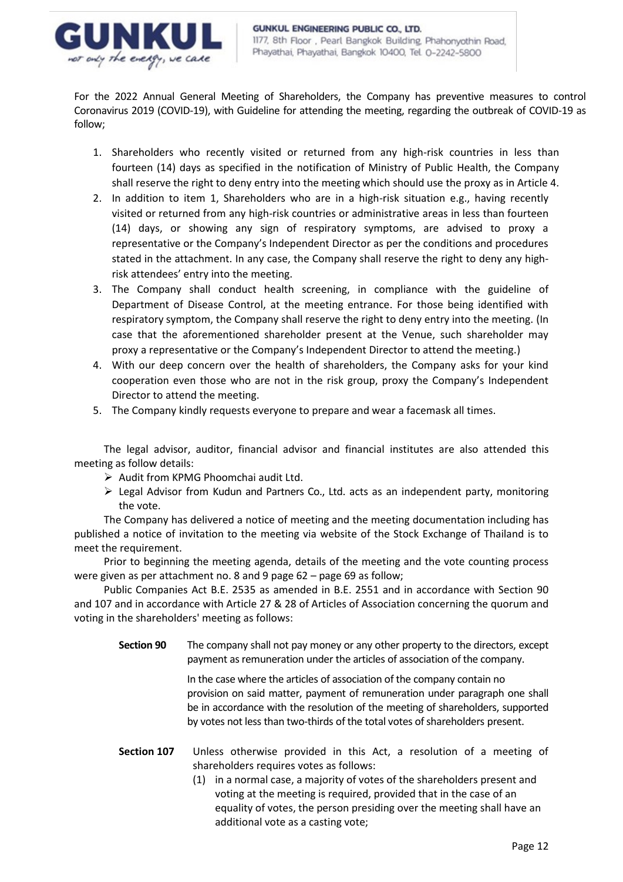For the 2022 Annual General Meeting of Shareholders, the Company has preventive measures to control Coronavirus 2019 (COVID-19), with Guideline for attending the meeting, regarding the outbreak of COVID-19 as follow;

1. Shareholders who recently visited or returned from any high-risk countries in less than fourteen (14) days as specified in the notification of Ministry of Public Health, the Company shall reserve the right to deny entry into the meeting which should use the proxy as in Article 4.
2. In addition to item 1, Shareholders who are in a high-risk situation e.g., having recently visited or returned from any high-risk countries or administrative areas in less than fourteen (14) days, or showing any sign of respiratory symptoms, are advised to proxy a representative or the Company's Independent Director as per the conditions and procedures stated in the attachment. In any case, the Company shall reserve the right to deny any high-risk attendees' entry into the meeting.
3. The Company shall conduct health screening, in compliance with the guideline of Department of Disease Control, at the meeting entrance. For those being identified with respiratory symptom, the Company shall reserve the right to deny entry into the meeting. (In case that the aforementioned shareholder present at the Venue, such shareholder may proxy a representative or the Company's Independent Director to attend the meeting.)
4. With our deep concern over the health of shareholders, the Company asks for your kind cooperation even those who are not in the risk group, proxy the Company's Independent Director to attend the meeting.
5. The Company kindly requests everyone to prepare and wear a facemask all times.

The legal advisor, auditor, financial advisor and financial institutes are also attended this meeting as follow details:

- Audit from KPMG Phoomchai audit Ltd.
- Legal Advisor from Kudun and Partners Co., Ltd. acts as an independent party, monitoring the vote.

The Company has delivered a notice of meeting and the meeting documentation including has published a notice of invitation to the meeting via website of the Stock Exchange of Thailand is to meet the requirement.

Prior to beginning the meeting agenda, details of the meeting and the vote counting process were given as per attachment no. 8 and 9 page 62 – page 69 as follow;

Public Companies Act B.E. 2535 as amended in B.E. 2551 and in accordance with Section 90 and 107 and in accordance with Article 27 & 28 of Articles of Association concerning the quorum and voting in the shareholders' meeting as follows:

**Section 90** The company shall not pay money or any other property to the directors, except payment as remuneration under the articles of association of the company.

In the case where the articles of association of the company contain no provision on said matter, payment of remuneration under paragraph one shall be in accordance with the resolution of the meeting of shareholders, supported by votes not less than two-thirds of the total votes of shareholders present.

**Section 107** Unless otherwise provided in this Act, a resolution of a meeting of shareholders requires votes as follows:

(1) in a normal case, a majority of votes of the shareholders present and voting at the meeting is required, provided that in the case of an equality of votes, the person presiding over the meeting shall have an additional vote as a casting vote;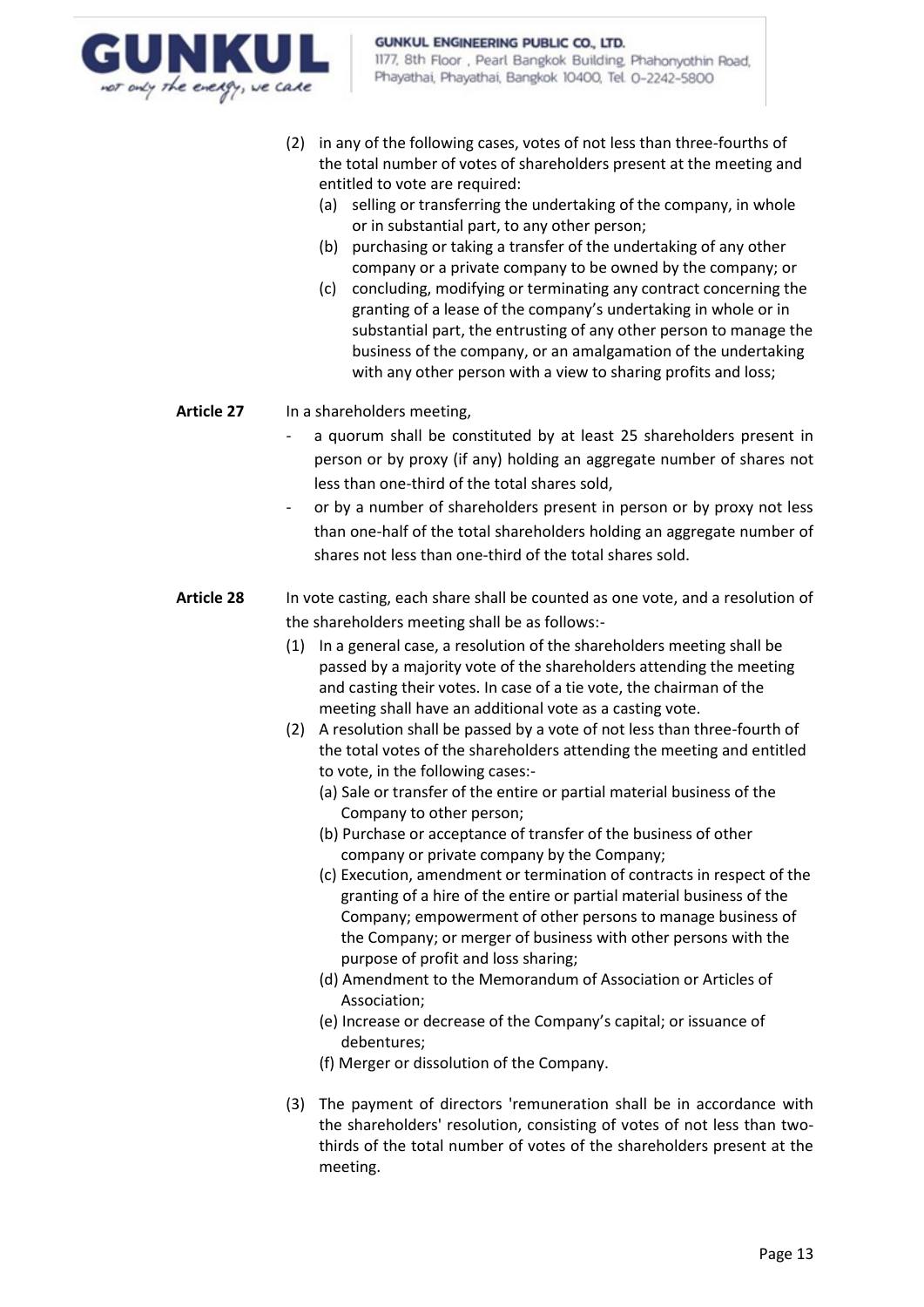(2) in any of the following cases, votes of not less than three-fourths of the total number of votes of shareholders present at the meeting and entitled to vote are required:

   (a) selling or transferring the undertaking of the company, in whole or in substantial part, to any other person;

   (b) purchasing or taking a transfer of the undertaking of any other company or a private company to be owned by the company; or

   (c) concluding, modifying or terminating any contract concerning the granting of a lease of the company's undertaking in whole or in substantial part, the entrusting of any other person to manage the business of the company, or an amalgamation of the undertaking with any other person with a view to sharing profits and loss;

**Article 27** In a shareholders meeting,

- a quorum shall be constituted by at least 25 shareholders present in person or by proxy (if any) holding an aggregate number of shares not less than one-third of the total shares sold,
- or by a number of shareholders present in person or by proxy not less than one-half of the total shareholders holding an aggregate number of shares not less than one-third of the total shares sold.

**Article 28** In vote casting, each share shall be counted as one vote, and a resolution of the shareholders meeting shall be as follows:-

(1) In a general case, a resolution of the shareholders meeting shall be passed by a majority vote of the shareholders attending the meeting and casting their votes. In case of a tie vote, the chairman of the meeting shall have an additional vote as a casting vote.

(2) A resolution shall be passed by a vote of not less than three-fourth of the total votes of the shareholders attending the meeting and entitled to vote, in the following cases:-

   (a) Sale or transfer of the entire or partial material business of the Company to other person;

   (b) Purchase or acceptance of transfer of the business of other company or private company by the Company;

   (c) Execution, amendment or termination of contracts in respect of the granting of a hire of the entire or partial material business of the Company; empowerment of other persons to manage business of the Company; or merger of business with other persons with the purpose of profit and loss sharing;

   (d) Amendment to the Memorandum of Association or Articles of Association;

   (e) Increase or decrease of the Company's capital; or issuance of debentures;

   (f) Merger or dissolution of the Company.

(3) The payment of directors 'remuneration shall be in accordance with the shareholders' resolution, consisting of votes of not less than two-thirds of the total number of votes of the shareholders present at the meeting.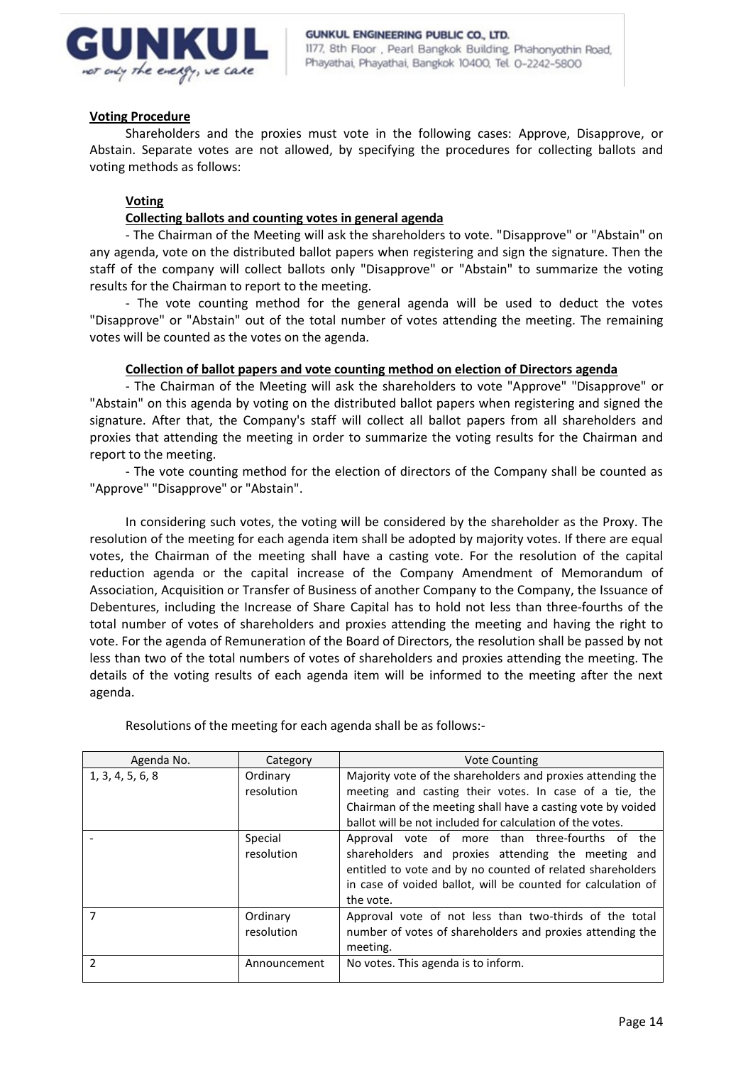**Voting Procedure**

Shareholders and the proxies must vote in the following cases: Approve, Disapprove, or Abstain. Separate votes are not allowed, by specifying the procedures for collecting ballots and voting methods as follows:

**Voting**

**Collecting ballots and counting votes in general agenda**

- The Chairman of the Meeting will ask the shareholders to vote. "Disapprove" or "Abstain" on any agenda, vote on the distributed ballot papers when registering and sign the signature. Then the staff of the company will collect ballots only "Disapprove" or "Abstain" to summarize the voting results for the Chairman to report to the meeting.

- The vote counting method for the general agenda will be used to deduct the votes "Disapprove" or "Abstain" out of the total number of votes attending the meeting. The remaining votes will be counted as the votes on the agenda.

**Collection of ballot papers and vote counting method on election of Directors agenda**

- The Chairman of the Meeting will ask the shareholders to vote "Approve" "Disapprove" or "Abstain" on this agenda by voting on the distributed ballot papers when registering and signed the signature. After that, the Company's staff will collect all ballot papers from all shareholders and proxies that attending the meeting in order to summarize the voting results for the Chairman and report to the meeting.

- The vote counting method for the election of directors of the Company shall be counted as "Approve" "Disapprove" or "Abstain".

In considering such votes, the voting will be considered by the shareholder as the Proxy. The resolution of the meeting for each agenda item shall be adopted by majority votes. If there are equal votes, the Chairman of the meeting shall have a casting vote. For the resolution of the capital reduction agenda or the capital increase of the Company Amendment of Memorandum of Association, Acquisition or Transfer of Business of another Company to the Company, the Issuance of Debentures, including the Increase of Share Capital has to hold not less than three-fourths of the total number of votes of shareholders and proxies attending the meeting and having the right to vote. For the agenda of Remuneration of the Board of Directors, the resolution shall be passed by not less than two of the total numbers of votes of shareholders and proxies attending the meeting. The details of the voting results of each agenda item will be informed to the meeting after the next agenda.

Resolutions of the meeting for each agenda shall be as follows:-

| Agenda No. | Category | Vote Counting |
|---|---|---|
| 1, 3, 4, 5, 6, 8 | Ordinary resolution | Majority vote of the shareholders and proxies attending the meeting and casting their votes. In case of a tie, the Chairman of the meeting shall have a casting vote by voided ballot will be not included for calculation of the votes. |
| - | Special resolution | Approval vote of more than three-fourths of the shareholders and proxies attending the meeting and entitled to vote and by no counted of related shareholders in case of voided ballot, will be counted for calculation of the vote. |
| 7 | Ordinary resolution | Approval vote of not less than two-thirds of the total number of votes of shareholders and proxies attending the meeting. |
| 2 | Announcement | No votes. This agenda is to inform. |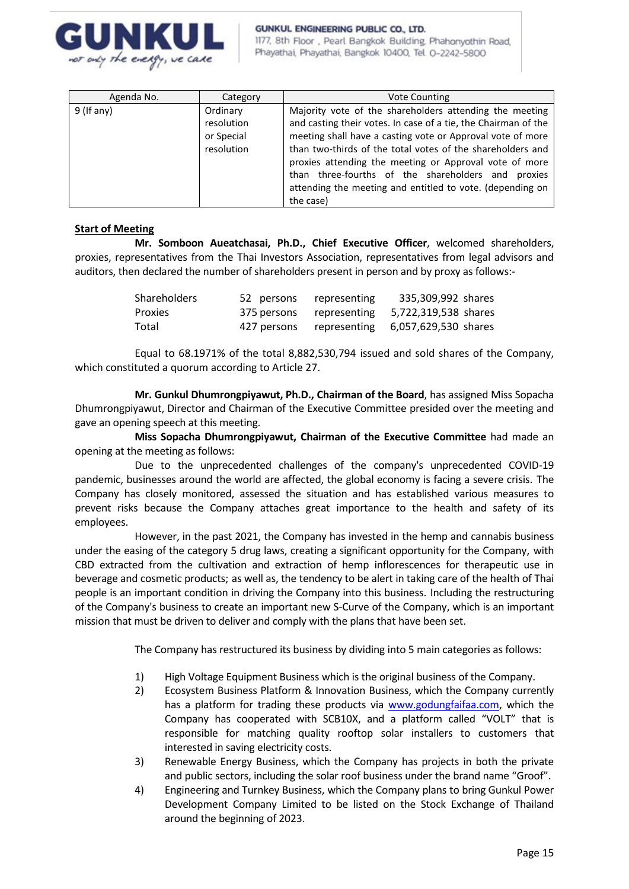| Agenda No. | Category | Vote Counting |
|---|---|---|
| 9 (If any) | Ordinary resolution or Special resolution | Majority vote of the shareholders attending the meeting and casting their votes. In case of a tie, the Chairman of the meeting shall have a casting vote or Approval vote of more than two-thirds of the total votes of the shareholders and proxies attending the meeting or Approval vote of more than three-fourths of the shareholders and proxies attending the meeting and entitled to vote. (depending on the case) |

**Start of Meeting**

**Mr. Somboon Aueatchasai, Ph.D., Chief Executive Officer**, welcomed shareholders, proxies, representatives from the Thai Investors Association, representatives from legal advisors and auditors, then declared the number of shareholders present in person and by proxy as follows:-

| | | | |
|---|---|---|---|
| Shareholders | 52 persons | representing | 335,309,992 shares |
| Proxies | 375 persons | representing | 5,722,319,538 shares |
| Total | 427 persons | representing | 6,057,629,530 shares |

Equal to 68.1971% of the total 8,882,530,794 issued and sold shares of the Company, which constituted a quorum according to Article 27.

**Mr. Gunkul Dhumrongpiyawut, Ph.D., Chairman of the Board**, has assigned Miss Sopacha Dhumrongpiyawut, Director and Chairman of the Executive Committee presided over the meeting and gave an opening speech at this meeting.

**Miss Sopacha Dhumrongpiyawut, Chairman of the Executive Committee** had made an opening at the meeting as follows:

Due to the unprecedented challenges of the company's unprecedented COVID-19 pandemic, businesses around the world are affected, the global economy is facing a severe crisis. The Company has closely monitored, assessed the situation and has established various measures to prevent risks because the Company attaches great importance to the health and safety of its employees.

However, in the past 2021, the Company has invested in the hemp and cannabis business under the easing of the category 5 drug laws, creating a significant opportunity for the Company, with CBD extracted from the cultivation and extraction of hemp inflorescences for therapeutic use in beverage and cosmetic products; as well as, the tendency to be alert in taking care of the health of Thai people is an important condition in driving the Company into this business. Including the restructuring of the Company's business to create an important new S-Curve of the Company, which is an important mission that must be driven to deliver and comply with the plans that have been set.

The Company has restructured its business by dividing into 5 main categories as follows:

1) High Voltage Equipment Business which is the original business of the Company.
2) Ecosystem Business Platform & Innovation Business, which the Company currently has a platform for trading these products via www.godungfaifaa.com, which the Company has cooperated with SCB10X, and a platform called "VOLT" that is responsible for matching quality rooftop solar installers to customers that interested in saving electricity costs.
3) Renewable Energy Business, which the Company has projects in both the private and public sectors, including the solar roof business under the brand name "Groof".
4) Engineering and Turnkey Business, which the Company plans to bring Gunkul Power Development Company Limited to be listed on the Stock Exchange of Thailand around the beginning of 2023.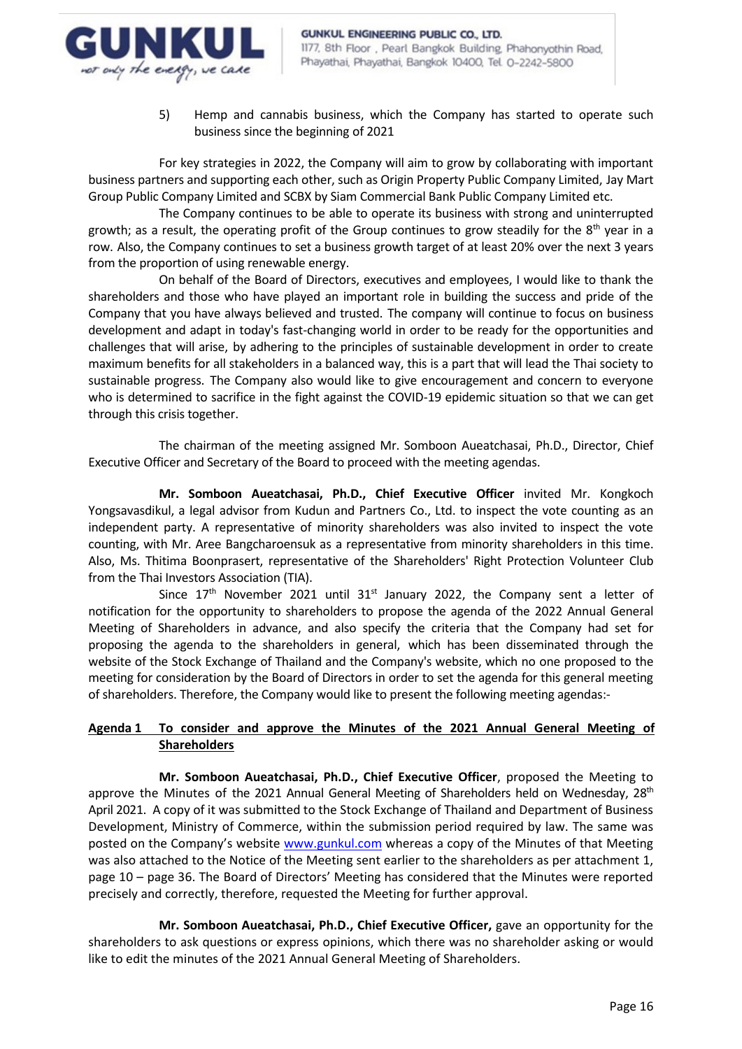5) Hemp and cannabis business, which the Company has started to operate such business since the beginning of 2021

For key strategies in 2022, the Company will aim to grow by collaborating with important business partners and supporting each other, such as Origin Property Public Company Limited, Jay Mart Group Public Company Limited and SCBX by Siam Commercial Bank Public Company Limited etc.

The Company continues to be able to operate its business with strong and uninterrupted growth; as a result, the operating profit of the Group continues to grow steadily for the 8th year in a row. Also, the Company continues to set a business growth target of at least 20% over the next 3 years from the proportion of using renewable energy.

On behalf of the Board of Directors, executives and employees, I would like to thank the shareholders and those who have played an important role in building the success and pride of the Company that you have always believed and trusted. The company will continue to focus on business development and adapt in today's fast-changing world in order to be ready for the opportunities and challenges that will arise, by adhering to the principles of sustainable development in order to create maximum benefits for all stakeholders in a balanced way, this is a part that will lead the Thai society to sustainable progress. The Company also would like to give encouragement and concern to everyone who is determined to sacrifice in the fight against the COVID-19 epidemic situation so that we can get through this crisis together.

The chairman of the meeting assigned Mr. Somboon Aueatchasai, Ph.D., Director, Chief Executive Officer and Secretary of the Board to proceed with the meeting agendas.

**Mr. Somboon Aueatchasai, Ph.D., Chief Executive Officer** invited Mr. Kongkoch Yongsavasdikul, a legal advisor from Kudun and Partners Co., Ltd. to inspect the vote counting as an independent party. A representative of minority shareholders was also invited to inspect the vote counting, with Mr. Aree Bangcharoensuk as a representative from minority shareholders in this time. Also, Ms. Thitima Boonprasert, representative of the Shareholders' Right Protection Volunteer Club from the Thai Investors Association (TIA).

Since 17th November 2021 until 31st January 2022, the Company sent a letter of notification for the opportunity to shareholders to propose the agenda of the 2022 Annual General Meeting of Shareholders in advance, and also specify the criteria that the Company had set for proposing the agenda to the shareholders in general, which has been disseminated through the website of the Stock Exchange of Thailand and the Company's website, which no one proposed to the meeting for consideration by the Board of Directors in order to set the agenda for this general meeting of shareholders. Therefore, the Company would like to present the following meeting agendas:-

**Agenda 1 To consider and approve the Minutes of the 2021 Annual General Meeting of Shareholders**

**Mr. Somboon Aueatchasai, Ph.D., Chief Executive Officer**, proposed the Meeting to approve the Minutes of the 2021 Annual General Meeting of Shareholders held on Wednesday, 28th April 2021. A copy of it was submitted to the Stock Exchange of Thailand and Department of Business Development, Ministry of Commerce, within the submission period required by law. The same was posted on the Company's website www.gunkul.com whereas a copy of the Minutes of that Meeting was also attached to the Notice of the Meeting sent earlier to the shareholders as per attachment 1, page 10 – page 36. The Board of Directors' Meeting has considered that the Minutes were reported precisely and correctly, therefore, requested the Meeting for further approval.

**Mr. Somboon Aueatchasai, Ph.D., Chief Executive Officer,** gave an opportunity for the shareholders to ask questions or express opinions, which there was no shareholder asking or would like to edit the minutes of the 2021 Annual General Meeting of Shareholders.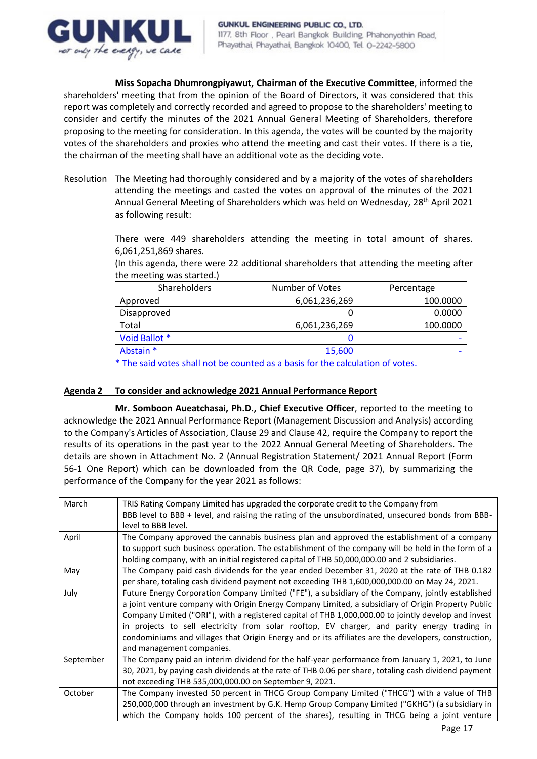**Miss Sopacha Dhumrongpiyawut, Chairman of the Executive Committee**, informed the shareholders' meeting that from the opinion of the Board of Directors, it was considered that this report was completely and correctly recorded and agreed to propose to the shareholders' meeting to consider and certify the minutes of the 2021 Annual General Meeting of Shareholders, therefore proposing to the meeting for consideration. In this agenda, the votes will be counted by the majority votes of the shareholders and proxies who attend the meeting and cast their votes. If there is a tie, the chairman of the meeting shall have an additional vote as the deciding vote.

Resolution The Meeting had thoroughly considered and by a majority of the votes of shareholders attending the meetings and casted the votes on approval of the minutes of the 2021 Annual General Meeting of Shareholders which was held on Wednesday, 28th April 2021 as following result:

There were 449 shareholders attending the meeting in total amount of shares. 6,061,251,869 shares.

(In this agenda, there were 22 additional shareholders that attending the meeting after the meeting was started.)

| Shareholders | Number of Votes | Percentage |
|---|---|---|
| Approved | 6,061,236,269 | 100.0000 |
| Disapproved | 0 | 0.0000 |
| Total | 6,061,236,269 | 100.0000 |
| Void Ballot * | 0 | - |
| Abstain * | 15,600 | - |

* The said votes shall not be counted as a basis for the calculation of votes.

## Agenda 2 To consider and acknowledge 2021 Annual Performance Report

**Mr. Somboon Aueatchasai, Ph.D., Chief Executive Officer**, reported to the meeting to acknowledge the 2021 Annual Performance Report (Management Discussion and Analysis) according to the Company's Articles of Association, Clause 29 and Clause 42, require the Company to report the results of its operations in the past year to the 2022 Annual General Meeting of Shareholders. The details are shown in Attachment No. 2 (Annual Registration Statement/ 2021 Annual Report (Form 56-1 One Report) which can be downloaded from the QR Code, page 37), by summarizing the performance of the Company for the year 2021 as follows:

| | |
|---|---|
| March | TRIS Rating Company Limited has upgraded the corporate credit to the Company from BBB level to BBB + level, and raising the rating of the unsubordinated, unsecured bonds from BBB- level to BBB level. |
| April | The Company approved the cannabis business plan and approved the establishment of a company to support such business operation. The establishment of the company will be held in the form of a holding company, with an initial registered capital of THB 50,000,000.00 and 2 subsidiaries. |
| May | The Company paid cash dividends for the year ended December 31, 2020 at the rate of THB 0.182 per share, totaling cash dividend payment not exceeding THB 1,600,000,000.00 on May 24, 2021. |
| July | Future Energy Corporation Company Limited ("FE"), a subsidiary of the Company, jointly established a joint venture company with Origin Energy Company Limited, a subsidiary of Origin Property Public Company Limited ("ORI"), with a registered capital of THB 1,000,000.00 to jointly develop and invest in projects to sell electricity from solar rooftop, EV charger, and parity energy trading in condominiums and villages that Origin Energy and or its affiliates are the developers, construction, and management companies. |
| September | The Company paid an interim dividend for the half-year performance from January 1, 2021, to June 30, 2021, by paying cash dividends at the rate of THB 0.06 per share, totaling cash dividend payment not exceeding THB 535,000,000.00 on September 9, 2021. |
| October | The Company invested 50 percent in THCG Group Company Limited ("THCG") with a value of THB 250,000,000 through an investment by G.K. Hemp Group Company Limited ("GKHG") (a subsidiary in which the Company holds 100 percent of the shares), resulting in THCG being a joint venture |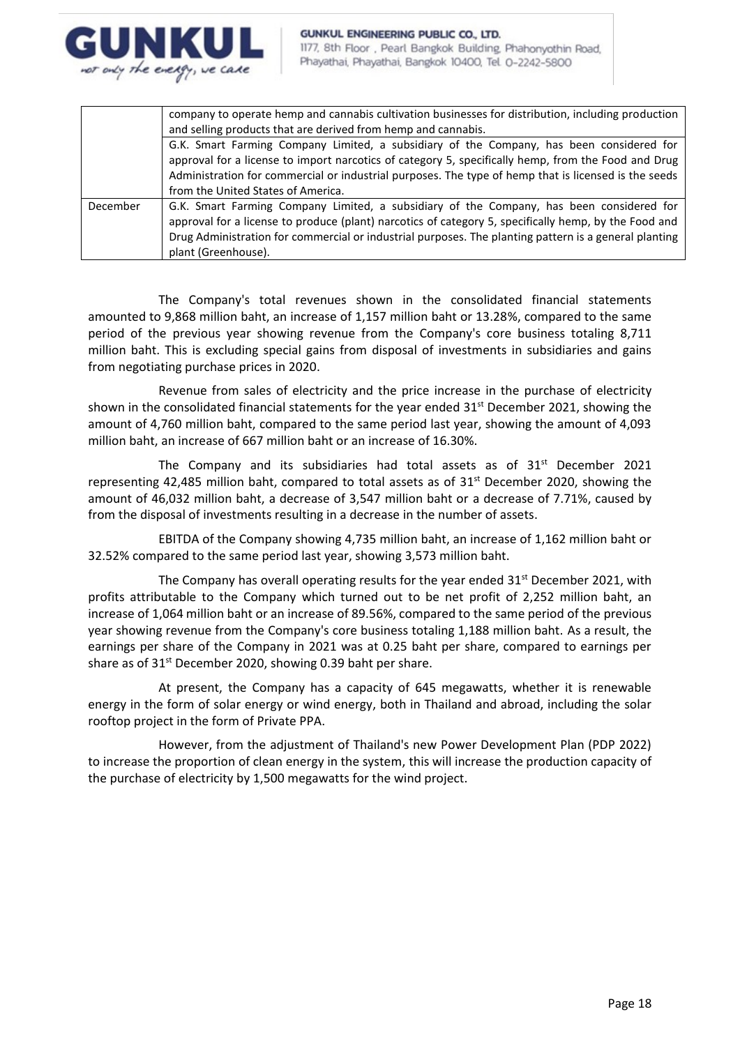|  | company to operate hemp and cannabis cultivation businesses for distribution, including production and selling products that are derived from hemp and cannabis. |
|---|---|
|  | G.K. Smart Farming Company Limited, a subsidiary of the Company, has been considered for approval for a license to import narcotics of category 5, specifically hemp, from the Food and Drug Administration for commercial or industrial purposes. The type of hemp that is licensed is the seeds from the United States of America. |
| December | G.K. Smart Farming Company Limited, a subsidiary of the Company, has been considered for approval for a license to produce (plant) narcotics of category 5, specifically hemp, by the Food and Drug Administration for commercial or industrial purposes. The planting pattern is a general planting plant (Greenhouse). |

The Company's total revenues shown in the consolidated financial statements amounted to 9,868 million baht, an increase of 1,157 million baht or 13.28%, compared to the same period of the previous year showing revenue from the Company's core business totaling 8,711 million baht. This is excluding special gains from disposal of investments in subsidiaries and gains from negotiating purchase prices in 2020.

Revenue from sales of electricity and the price increase in the purchase of electricity shown in the consolidated financial statements for the year ended 31st December 2021, showing the amount of 4,760 million baht, compared to the same period last year, showing the amount of 4,093 million baht, an increase of 667 million baht or an increase of 16.30%.

The Company and its subsidiaries had total assets as of 31st December 2021 representing 42,485 million baht, compared to total assets as of 31st December 2020, showing the amount of 46,032 million baht, a decrease of 3,547 million baht or a decrease of 7.71%, caused by from the disposal of investments resulting in a decrease in the number of assets.

EBITDA of the Company showing 4,735 million baht, an increase of 1,162 million baht or 32.52% compared to the same period last year, showing 3,573 million baht.

The Company has overall operating results for the year ended 31st December 2021, with profits attributable to the Company which turned out to be net profit of 2,252 million baht, an increase of 1,064 million baht or an increase of 89.56%, compared to the same period of the previous year showing revenue from the Company's core business totaling 1,188 million baht. As a result, the earnings per share of the Company in 2021 was at 0.25 baht per share, compared to earnings per share as of 31st December 2020, showing 0.39 baht per share.

At present, the Company has a capacity of 645 megawatts, whether it is renewable energy in the form of solar energy or wind energy, both in Thailand and abroad, including the solar rooftop project in the form of Private PPA.

However, from the adjustment of Thailand's new Power Development Plan (PDP 2022) to increase the proportion of clean energy in the system, this will increase the production capacity of the purchase of electricity by 1,500 megawatts for the wind project.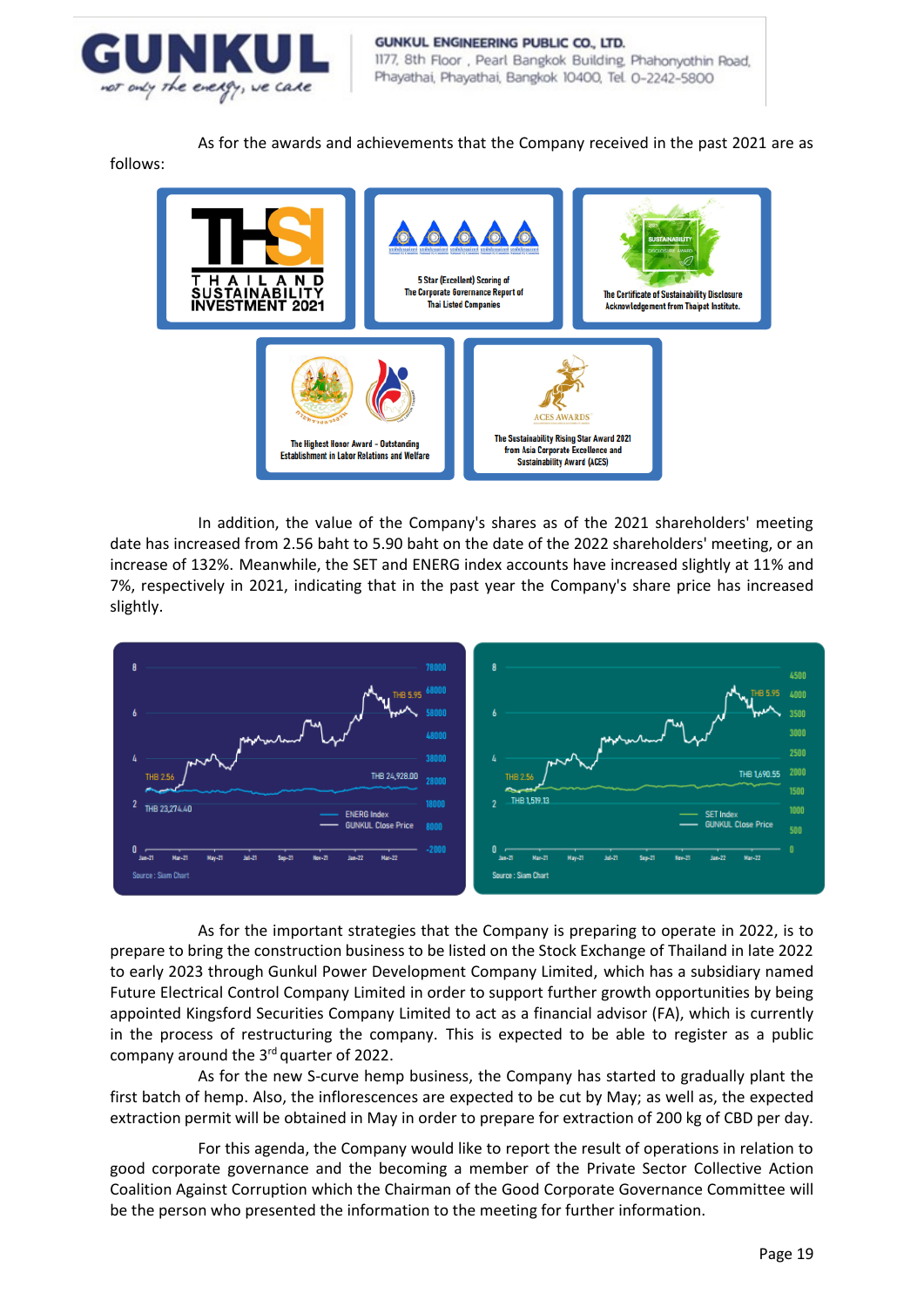As for the awards and achievements that the Company received in the past 2021 are as follows:

In addition, the value of the Company's shares as of the 2021 shareholders' meeting date has increased from 2.56 baht to 5.90 baht on the date of the 2022 shareholders' meeting, or an increase of 132%. Meanwhile, the SET and ENERG index accounts have increased slightly at 11% and 7%, respectively in 2021, indicating that in the past year the Company's share price has increased slightly.

As for the important strategies that the Company is preparing to operate in 2022, is to prepare to bring the construction business to be listed on the Stock Exchange of Thailand in late 2022 to early 2023 through Gunkul Power Development Company Limited, which has a subsidiary named Future Electrical Control Company Limited in order to support further growth opportunities by being appointed Kingsford Securities Company Limited to act as a financial advisor (FA), which is currently in the process of restructuring the company. This is expected to be able to register as a public company around the 3rd quarter of 2022.

As for the new S-curve hemp business, the Company has started to gradually plant the first batch of hemp. Also, the inflorescences are expected to be cut by May; as well as, the expected extraction permit will be obtained in May in order to prepare for extraction of 200 kg of CBD per day.

For this agenda, the Company would like to report the result of operations in relation to good corporate governance and the becoming a member of the Private Sector Collective Action Coalition Against Corruption which the Chairman of the Good Corporate Governance Committee will be the person who presented the information to the meeting for further information.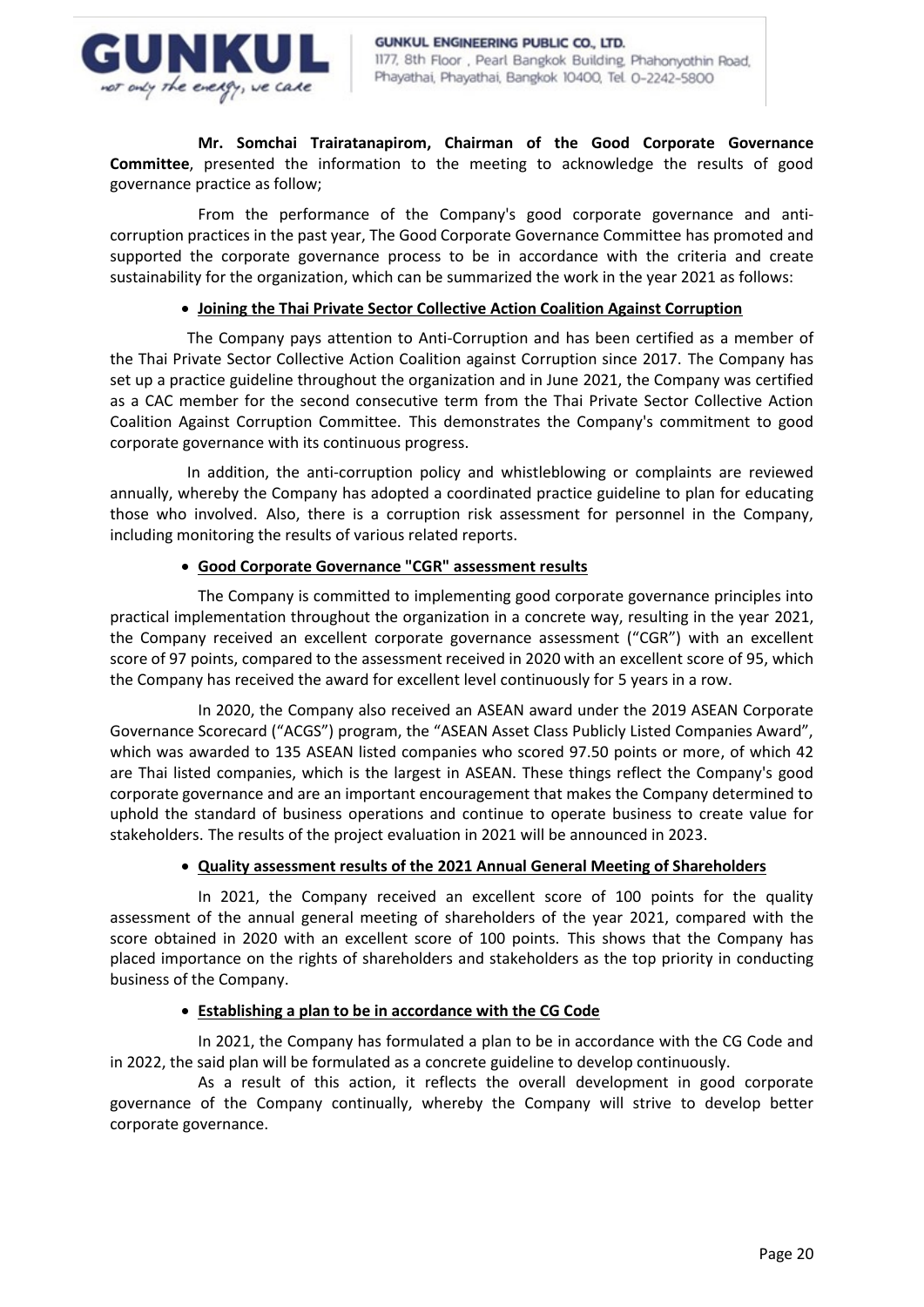**Mr. Somchai Trairatanapirom, Chairman of the Good Corporate Governance Committee**, presented the information to the meeting to acknowledge the results of good governance practice as follow;

From the performance of the Company's good corporate governance and anti-corruption practices in the past year, The Good Corporate Governance Committee has promoted and supported the corporate governance process to be in accordance with the criteria and create sustainability for the organization, which can be summarized the work in the year 2021 as follows:

- **Joining the Thai Private Sector Collective Action Coalition Against Corruption**

The Company pays attention to Anti-Corruption and has been certified as a member of the Thai Private Sector Collective Action Coalition against Corruption since 2017. The Company has set up a practice guideline throughout the organization and in June 2021, the Company was certified as a CAC member for the second consecutive term from the Thai Private Sector Collective Action Coalition Against Corruption Committee. This demonstrates the Company's commitment to good corporate governance with its continuous progress.

In addition, the anti-corruption policy and whistleblowing or complaints are reviewed annually, whereby the Company has adopted a coordinated practice guideline to plan for educating those who involved. Also, there is a corruption risk assessment for personnel in the Company, including monitoring the results of various related reports.

- **Good Corporate Governance "CGR" assessment results**

The Company is committed to implementing good corporate governance principles into practical implementation throughout the organization in a concrete way, resulting in the year 2021, the Company received an excellent corporate governance assessment ("CGR") with an excellent score of 97 points, compared to the assessment received in 2020 with an excellent score of 95, which the Company has received the award for excellent level continuously for 5 years in a row.

In 2020, the Company also received an ASEAN award under the 2019 ASEAN Corporate Governance Scorecard ("ACGS") program, the "ASEAN Asset Class Publicly Listed Companies Award", which was awarded to 135 ASEAN listed companies who scored 97.50 points or more, of which 42 are Thai listed companies, which is the largest in ASEAN. These things reflect the Company's good corporate governance and are an important encouragement that makes the Company determined to uphold the standard of business operations and continue to operate business to create value for stakeholders. The results of the project evaluation in 2021 will be announced in 2023.

- **Quality assessment results of the 2021 Annual General Meeting of Shareholders**

In 2021, the Company received an excellent score of 100 points for the quality assessment of the annual general meeting of shareholders of the year 2021, compared with the score obtained in 2020 with an excellent score of 100 points. This shows that the Company has placed importance on the rights of shareholders and stakeholders as the top priority in conducting business of the Company.

- **Establishing a plan to be in accordance with the CG Code**

In 2021, the Company has formulated a plan to be in accordance with the CG Code and in 2022, the said plan will be formulated as a concrete guideline to develop continuously.

As a result of this action, it reflects the overall development in good corporate governance of the Company continually, whereby the Company will strive to develop better corporate governance.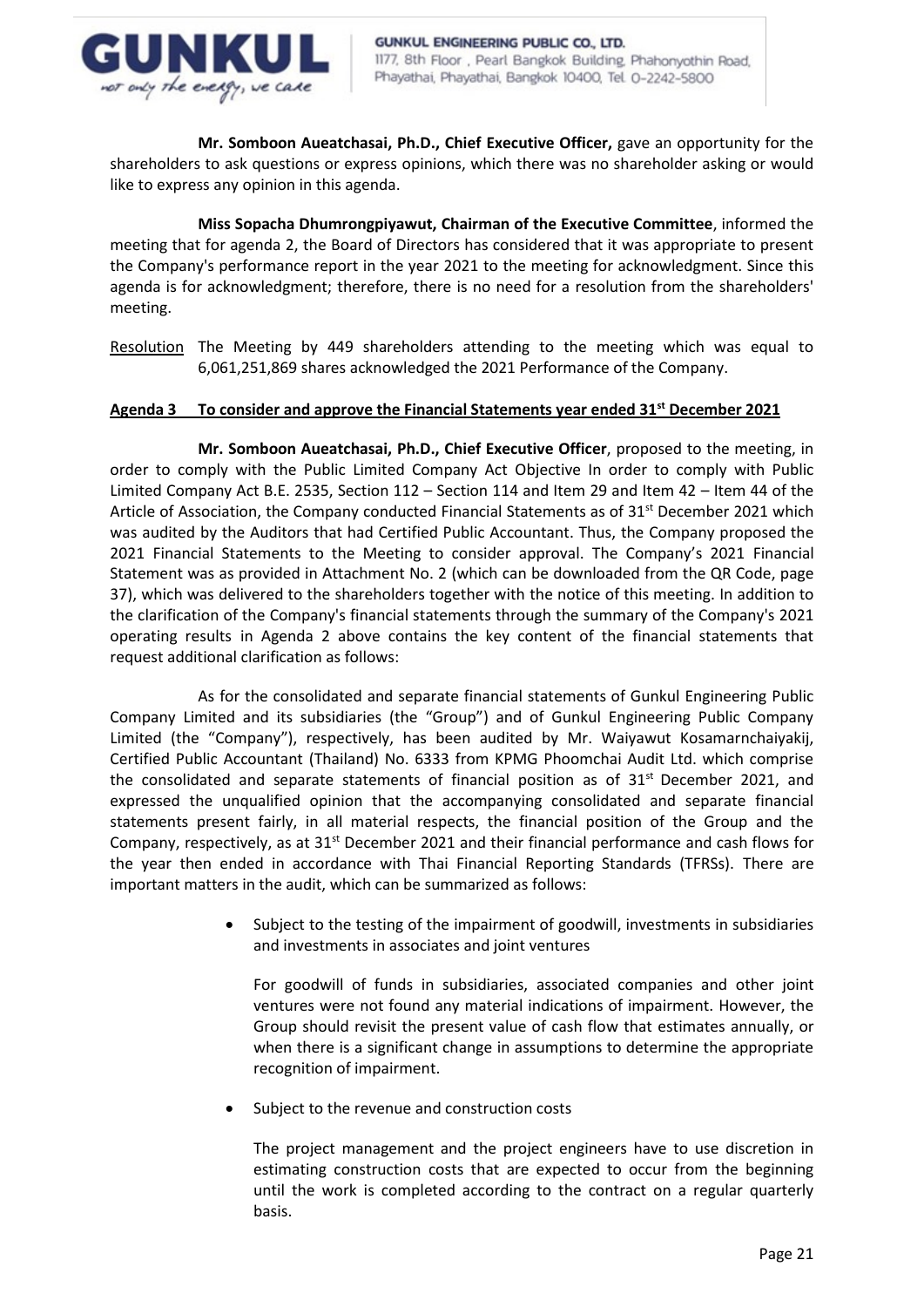**Mr. Somboon Aueatchasai, Ph.D., Chief Executive Officer,** gave an opportunity for the shareholders to ask questions or express opinions, which there was no shareholder asking or would like to express any opinion in this agenda.

**Miss Sopacha Dhumrongpiyawut, Chairman of the Executive Committee**, informed the meeting that for agenda 2, the Board of Directors has considered that it was appropriate to present the Company's performance report in the year 2021 to the meeting for acknowledgment. Since this agenda is for acknowledgment; therefore, there is no need for a resolution from the shareholders' meeting.

Resolution The Meeting by 449 shareholders attending to the meeting which was equal to 6,061,251,869 shares acknowledged the 2021 Performance of the Company.

**Agenda 3 To consider and approve the Financial Statements year ended 31st December 2021**

**Mr. Somboon Aueatchasai, Ph.D., Chief Executive Officer**, proposed to the meeting, in order to comply with the Public Limited Company Act Objective In order to comply with Public Limited Company Act B.E. 2535, Section 112 – Section 114 and Item 29 and Item 42 – Item 44 of the Article of Association, the Company conducted Financial Statements as of 31st December 2021 which was audited by the Auditors that had Certified Public Accountant. Thus, the Company proposed the 2021 Financial Statements to the Meeting to consider approval. The Company's 2021 Financial Statement was as provided in Attachment No. 2 (which can be downloaded from the QR Code, page 37), which was delivered to the shareholders together with the notice of this meeting. In addition to the clarification of the Company's financial statements through the summary of the Company's 2021 operating results in Agenda 2 above contains the key content of the financial statements that request additional clarification as follows:

As for the consolidated and separate financial statements of Gunkul Engineering Public Company Limited and its subsidiaries (the "Group") and of Gunkul Engineering Public Company Limited (the "Company"), respectively, has been audited by Mr. Waiyawut Kosamarnchaiyakij, Certified Public Accountant (Thailand) No. 6333 from KPMG Phoomchai Audit Ltd. which comprise the consolidated and separate statements of financial position as of 31st December 2021, and expressed the unqualified opinion that the accompanying consolidated and separate financial statements present fairly, in all material respects, the financial position of the Group and the Company, respectively, as at 31st December 2021 and their financial performance and cash flows for the year then ended in accordance with Thai Financial Reporting Standards (TFRSs). There are important matters in the audit, which can be summarized as follows:

- Subject to the testing of the impairment of goodwill, investments in subsidiaries and investments in associates and joint ventures

  For goodwill of funds in subsidiaries, associated companies and other joint ventures were not found any material indications of impairment. However, the Group should revisit the present value of cash flow that estimates annually, or when there is a significant change in assumptions to determine the appropriate recognition of impairment.

- Subject to the revenue and construction costs

  The project management and the project engineers have to use discretion in estimating construction costs that are expected to occur from the beginning until the work is completed according to the contract on a regular quarterly basis.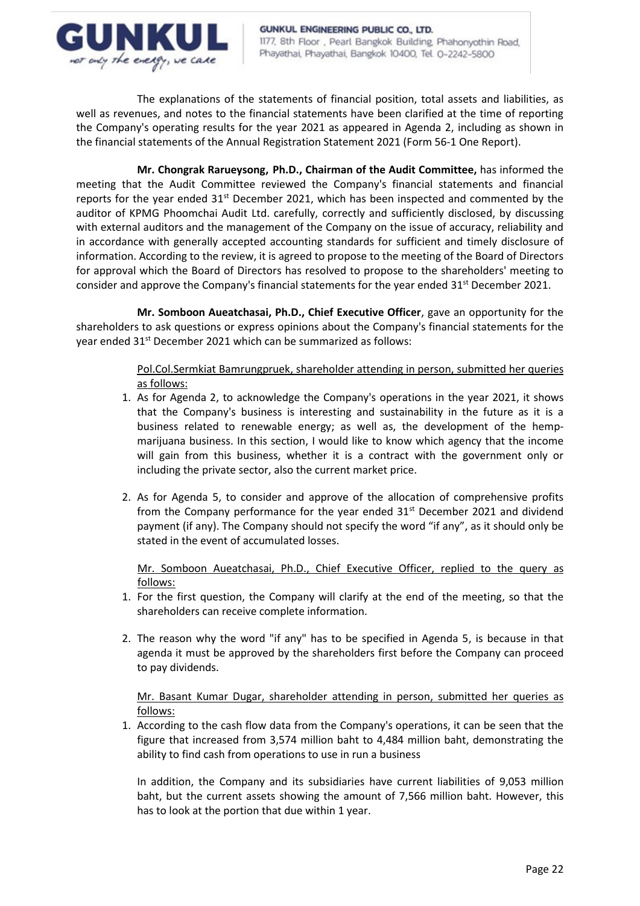The explanations of the statements of financial position, total assets and liabilities, as well as revenues, and notes to the financial statements have been clarified at the time of reporting the Company's operating results for the year 2021 as appeared in Agenda 2, including as shown in the financial statements of the Annual Registration Statement 2021 (Form 56-1 One Report).

**Mr. Chongrak Rarueysong, Ph.D., Chairman of the Audit Committee,** has informed the meeting that the Audit Committee reviewed the Company's financial statements and financial reports for the year ended 31st December 2021, which has been inspected and commented by the auditor of KPMG Phoomchai Audit Ltd. carefully, correctly and sufficiently disclosed, by discussing with external auditors and the management of the Company on the issue of accuracy, reliability and in accordance with generally accepted accounting standards for sufficient and timely disclosure of information. According to the review, it is agreed to propose to the meeting of the Board of Directors for approval which the Board of Directors has resolved to propose to the shareholders' meeting to consider and approve the Company's financial statements for the year ended 31st December 2021.

**Mr. Somboon Aueatchasai, Ph.D., Chief Executive Officer**, gave an opportunity for the shareholders to ask questions or express opinions about the Company's financial statements for the year ended 31st December 2021 which can be summarized as follows:

<u>Pol.Col.Sermkiat Bamrungpruek, shareholder attending in person, submitted her queries as follows:</u>

1. As for Agenda 2, to acknowledge the Company's operations in the year 2021, it shows that the Company's business is interesting and sustainability in the future as it is a business related to renewable energy; as well as, the development of the hemp-marijuana business. In this section, I would like to know which agency that the income will gain from this business, whether it is a contract with the government only or including the private sector, also the current market price.

2. As for Agenda 5, to consider and approve of the allocation of comprehensive profits from the Company performance for the year ended 31st December 2021 and dividend payment (if any). The Company should not specify the word "if any", as it should only be stated in the event of accumulated losses.

<u>Mr. Somboon Aueatchasai, Ph.D., Chief Executive Officer, replied to the query as follows:</u>

1. For the first question, the Company will clarify at the end of the meeting, so that the shareholders can receive complete information.

2. The reason why the word "if any" has to be specified in Agenda 5, is because in that agenda it must be approved by the shareholders first before the Company can proceed to pay dividends.

<u>Mr. Basant Kumar Dugar, shareholder attending in person, submitted her queries as follows:</u>

1. According to the cash flow data from the Company's operations, it can be seen that the figure that increased from 3,574 million baht to 4,484 million baht, demonstrating the ability to find cash from operations to use in run a business

   In addition, the Company and its subsidiaries have current liabilities of 9,053 million baht, but the current assets showing the amount of 7,566 million baht. However, this has to look at the portion that due within 1 year.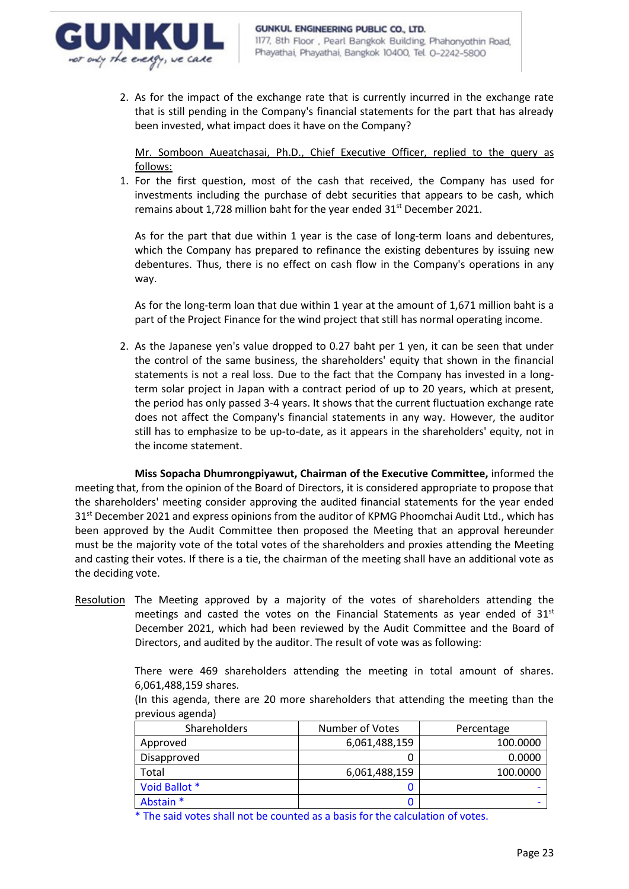2. As for the impact of the exchange rate that is currently incurred in the exchange rate that is still pending in the Company's financial statements for the part that has already been invested, what impact does it have on the Company?

<u>Mr. Somboon Aueatchasai, Ph.D., Chief Executive Officer, replied to the query as follows:</u>

1. For the first question, most of the cash that received, the Company has used for investments including the purchase of debt securities that appears to be cash, which remains about 1,728 million baht for the year ended 31st December 2021.

   As for the part that due within 1 year is the case of long-term loans and debentures, which the Company has prepared to refinance the existing debentures by issuing new debentures. Thus, there is no effect on cash flow in the Company's operations in any way.

   As for the long-term loan that due within 1 year at the amount of 1,671 million baht is a part of the Project Finance for the wind project that still has normal operating income.

2. As the Japanese yen's value dropped to 0.27 baht per 1 yen, it can be seen that under the control of the same business, the shareholders' equity that shown in the financial statements is not a real loss. Due to the fact that the Company has invested in a long-term solar project in Japan with a contract period of up to 20 years, which at present, the period has only passed 3-4 years. It shows that the current fluctuation exchange rate does not affect the Company's financial statements in any way. However, the auditor still has to emphasize to be up-to-date, as it appears in the shareholders' equity, not in the income statement.

**Miss Sopacha Dhumrongpiyawut, Chairman of the Executive Committee,** informed the meeting that, from the opinion of the Board of Directors, it is considered appropriate to propose that the shareholders' meeting consider approving the audited financial statements for the year ended 31st December 2021 and express opinions from the auditor of KPMG Phoomchai Audit Ltd., which has been approved by the Audit Committee then proposed the Meeting that an approval hereunder must be the majority vote of the total votes of the shareholders and proxies attending the Meeting and casting their votes. If there is a tie, the chairman of the meeting shall have an additional vote as the deciding vote.

<u>Resolution</u> The Meeting approved by a majority of the votes of shareholders attending the meetings and casted the votes on the Financial Statements as year ended of 31st December 2021, which had been reviewed by the Audit Committee and the Board of Directors, and audited by the auditor. The result of vote was as following:

There were 469 shareholders attending the meeting in total amount of shares. 6,061,488,159 shares.
(In this agenda, there are 20 more shareholders that attending the meeting than the previous agenda)

| Shareholders | Number of Votes | Percentage |
|---|---|---|
| Approved | 6,061,488,159 | 100.0000 |
| Disapproved | 0 | 0.0000 |
| Total | 6,061,488,159 | 100.0000 |
| Void Ballot * | 0 | - |
| Abstain * | 0 | - |

* The said votes shall not be counted as a basis for the calculation of votes.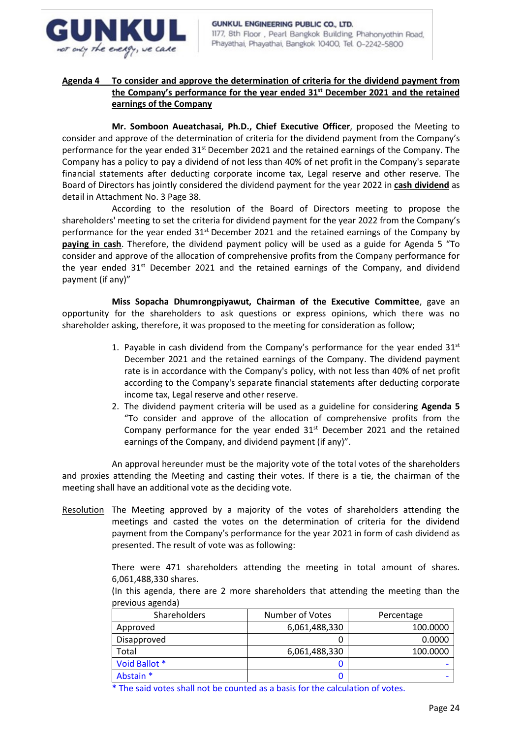**Agenda 4 To consider and approve the determination of criteria for the dividend payment from the Company's performance for the year ended 31st December 2021 and the retained earnings of the Company**

**Mr. Somboon Aueatchasai, Ph.D., Chief Executive Officer**, proposed the Meeting to consider and approve of the determination of criteria for the dividend payment from the Company's performance for the year ended 31st December 2021 and the retained earnings of the Company. The Company has a policy to pay a dividend of not less than 40% of net profit in the Company's separate financial statements after deducting corporate income tax, Legal reserve and other reserve. The Board of Directors has jointly considered the dividend payment for the year 2022 in **cash dividend** as detail in Attachment No. 3 Page 38.

According to the resolution of the Board of Directors meeting to propose the shareholders' meeting to set the criteria for dividend payment for the year 2022 from the Company's performance for the year ended 31st December 2021 and the retained earnings of the Company by **paying in cash**. Therefore, the dividend payment policy will be used as a guide for Agenda 5 "To consider and approve of the allocation of comprehensive profits from the Company performance for the year ended 31st December 2021 and the retained earnings of the Company, and dividend payment (if any)"

**Miss Sopacha Dhumrongpiyawut, Chairman of the Executive Committee**, gave an opportunity for the shareholders to ask questions or express opinions, which there was no shareholder asking, therefore, it was proposed to the meeting for consideration as follow;

1. Payable in cash dividend from the Company's performance for the year ended 31st December 2021 and the retained earnings of the Company. The dividend payment rate is in accordance with the Company's policy, with not less than 40% of net profit according to the Company's separate financial statements after deducting corporate income tax, Legal reserve and other reserve.
2. The dividend payment criteria will be used as a guideline for considering **Agenda 5** "To consider and approve of the allocation of comprehensive profits from the Company performance for the year ended 31st December 2021 and the retained earnings of the Company, and dividend payment (if any)".

An approval hereunder must be the majority vote of the total votes of the shareholders and proxies attending the Meeting and casting their votes. If there is a tie, the chairman of the meeting shall have an additional vote as the deciding vote.

Resolution The Meeting approved by a majority of the votes of shareholders attending the meetings and casted the votes on the determination of criteria for the dividend payment from the Company's performance for the year 2021 in form of cash dividend as presented. The result of vote was as following:

There were 471 shareholders attending the meeting in total amount of shares. 6,061,488,330 shares.
(In this agenda, there are 2 more shareholders that attending the meeting than the previous agenda)

| Shareholders | Number of Votes | Percentage |
|---|---|---|
| Approved | 6,061,488,330 | 100.0000 |
| Disapproved | 0 | 0.0000 |
| Total | 6,061,488,330 | 100.0000 |
| Void Ballot * | 0 | - |
| Abstain * | 0 | - |

* The said votes shall not be counted as a basis for the calculation of votes.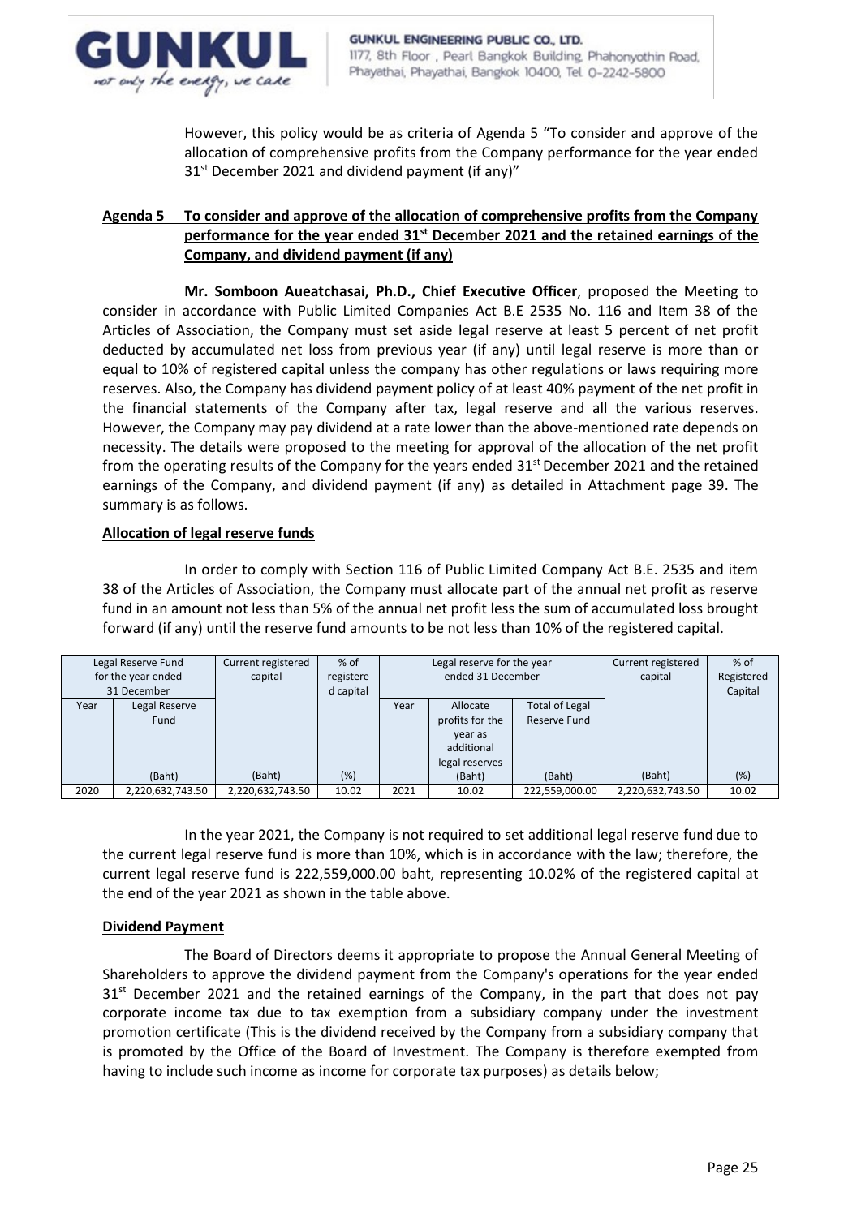However, this policy would be as criteria of Agenda 5 "To consider and approve of the allocation of comprehensive profits from the Company performance for the year ended 31st December 2021 and dividend payment (if any)"

**Agenda 5 To consider and approve of the allocation of comprehensive profits from the Company performance for the year ended 31st December 2021 and the retained earnings of the Company, and dividend payment (if any)**

**Mr. Somboon Aueatchasai, Ph.D., Chief Executive Officer**, proposed the Meeting to consider in accordance with Public Limited Companies Act B.E 2535 No. 116 and Item 38 of the Articles of Association, the Company must set aside legal reserve at least 5 percent of net profit deducted by accumulated net loss from previous year (if any) until legal reserve is more than or equal to 10% of registered capital unless the company has other regulations or laws requiring more reserves. Also, the Company has dividend payment policy of at least 40% payment of the net profit in the financial statements of the Company after tax, legal reserve and all the various reserves. However, the Company may pay dividend at a rate lower than the above-mentioned rate depends on necessity. The details were proposed to the meeting for approval of the allocation of the net profit from the operating results of the Company for the years ended 31st December 2021 and the retained earnings of the Company, and dividend payment (if any) as detailed in Attachment page 39. The summary is as follows.

**Allocation of legal reserve funds**

In order to comply with Section 116 of Public Limited Company Act B.E. 2535 and item 38 of the Articles of Association, the Company must allocate part of the annual net profit as reserve fund in an amount not less than 5% of the annual net profit less the sum of accumulated loss brought forward (if any) until the reserve fund amounts to be not less than 10% of the registered capital.

| Legal Reserve Fund for the year ended 31 December | | Current registered capital | % of registered capital | Legal reserve for the year ended 31 December | | | Current registered capital | % of Registered Capital |
|---|---|---|---|---|---|---|---|---|
| Year | Legal Reserve Fund (Baht) | (Baht) | (%) | Year | Allocate profits for the year as additional legal reserves (Baht) | Total of Legal Reserve Fund (Baht) | (Baht) | (%) |
| 2020 | 2,220,632,743.50 | 2,220,632,743.50 | 10.02 | 2021 | 10.02 | 222,559,000.00 | 2,220,632,743.50 | 10.02 |

In the year 2021, the Company is not required to set additional legal reserve fund due to the current legal reserve fund is more than 10%, which is in accordance with the law; therefore, the current legal reserve fund is 222,559,000.00 baht, representing 10.02% of the registered capital at the end of the year 2021 as shown in the table above.

**Dividend Payment**

The Board of Directors deems it appropriate to propose the Annual General Meeting of Shareholders to approve the dividend payment from the Company's operations for the year ended 31st December 2021 and the retained earnings of the Company, in the part that does not pay corporate income tax due to tax exemption from a subsidiary company under the investment promotion certificate (This is the dividend received by the Company from a subsidiary company that is promoted by the Office of the Board of Investment. The Company is therefore exempted from having to include such income as income for corporate tax purposes) as details below;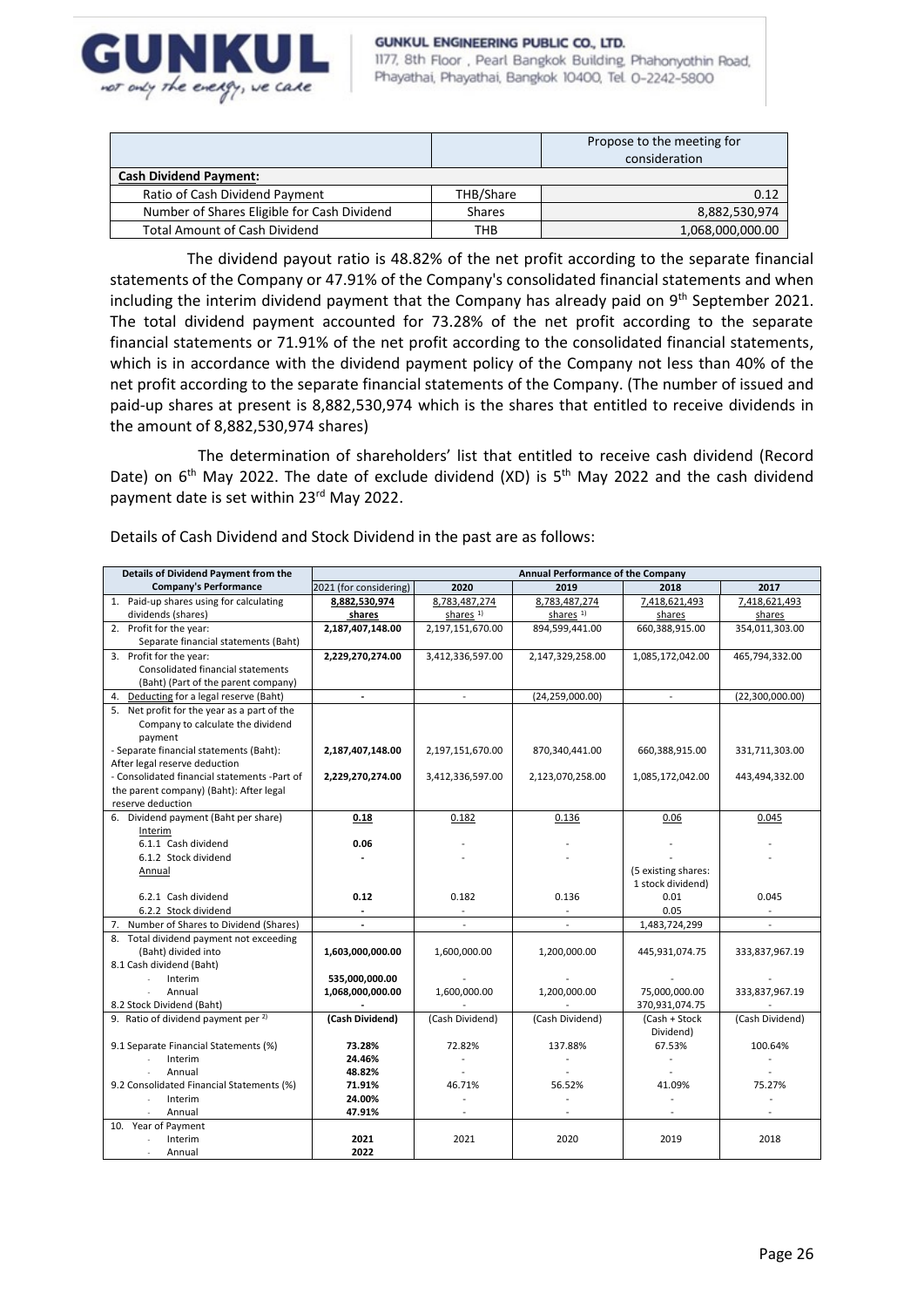| | | Propose to the meeting for consideration |
|---|---|---|
| **Cash Dividend Payment:** | | |
| Ratio of Cash Dividend Payment | THB/Share | 0.12 |
| Number of Shares Eligible for Cash Dividend | Shares | 8,882,530,974 |
| Total Amount of Cash Dividend | THB | 1,068,000,000.00 |

The dividend payout ratio is 48.82% of the net profit according to the separate financial statements of the Company or 47.91% of the Company's consolidated financial statements and when including the interim dividend payment that the Company has already paid on 9th September 2021. The total dividend payment accounted for 73.28% of the net profit according to the separate financial statements or 71.91% of the net profit according to the consolidated financial statements, which is in accordance with the dividend payment policy of the Company not less than 40% of the net profit according to the separate financial statements of the Company. (The number of issued and paid-up shares at present is 8,882,530,974 which is the shares that entitled to receive dividends in the amount of 8,882,530,974 shares)

The determination of shareholders' list that entitled to receive cash dividend (Record Date) on 6th May 2022. The date of exclude dividend (XD) is 5th May 2022 and the cash dividend payment date is set within 23rd May 2022.

Details of Cash Dividend and Stock Dividend in the past are as follows:

| Details of Dividend Payment from the Company's Performance | Annual Performance of the Company | | | | |
|---|---|---|---|---|---|
| | 2021 (for considering) | 2020 | 2019 | 2018 | 2017 |
| 1. Paid-up shares using for calculating dividends (shares) | **8,882,530,974 shares** | 8,783,487,274 shares 1) | 8,783,487,274 shares 1) | 7,418,621,493 shares | 7,418,621,493 shares |
| 2. Profit for the year: Separate financial statements (Baht) | **2,187,407,148.00** | 2,197,151,670.00 | 894,599,441.00 | 660,388,915.00 | 354,011,303.00 |
| 3. Profit for the year: Consolidated financial statements (Baht) (Part of the parent company) | **2,229,270,274.00** | 3,412,336,597.00 | 2,147,329,258.00 | 1,085,172,042.00 | 465,794,332.00 |
| 4. Deducting for a legal reserve (Baht) | **-** | - | (24,259,000.00) | - | (22,300,000.00) |
| 5. Net profit for the year as a part of the Company to calculate the dividend payment | | | | | |
| - Separate financial statements (Baht): After legal reserve deduction | **2,187,407,148.00** | 2,197,151,670.00 | 870,340,441.00 | 660,388,915.00 | 331,711,303.00 |
| - Consolidated financial statements -Part of the parent company) (Baht): After legal reserve deduction | **2,229,270,274.00** | 3,412,336,597.00 | 2,123,070,258.00 | 1,085,172,042.00 | 443,494,332.00 |
| 6. Dividend payment (Baht per share) | **0.18** | 0.182 | 0.136 | 0.06 | 0.045 |
| Interim | | | | | |
| 6.1.1 Cash dividend | **0.06** | - | - | - | - |
| 6.1.2 Stock dividend | **-** | - | - | - | - |
| Annual | | | | (5 existing shares: 1 stock dividend) | |
| 6.2.1 Cash dividend | **0.12** | 0.182 | 0.136 | 0.01 | 0.045 |
| 6.2.2 Stock dividend | **-** | - | - | 0.05 | - |
| 7. Number of Shares to Dividend (Shares) | **-** | - | - | 1,483,724,299 | - |
| 8. Total dividend payment not exceeding (Baht) divided into | **1,603,000,000.00** | 1,600,000.00 | 1,200,000.00 | 445,931,074.75 | 333,837,967.19 |
| 8.1 Cash dividend (Baht) | | | | | |
| - Interim | **535,000,000.00** | - | - | - | - |
| - Annual | **1,068,000,000.00** | 1,600,000.00 | 1,200,000.00 | 75,000,000.00 | 333,837,967.19 |
| 8.2 Stock Dividend (Baht) | **-** | - | - | 370,931,074.75 | - |
| 9. Ratio of dividend payment per 2) | **(Cash Dividend)** | (Cash Dividend) | (Cash Dividend) | (Cash + Stock Dividend) | (Cash Dividend) |
| 9.1 Separate Financial Statements (%) | **73.28%** | 72.82% | 137.88% | 67.53% | 100.64% |
| - Interim | **24.46%** | - | - | - | - |
| - Annual | **48.82%** | - | - | - | - |
| 9.2 Consolidated Financial Statements (%) | **71.91%** | 46.71% | 56.52% | 41.09% | 75.27% |
| - Interim | **24.00%** | - | - | - | - |
| - Annual | **47.91%** | - | - | - | - |
| 10. Year of Payment | | | | | |
| - Interim | **2021** | 2021 | 2020 | 2019 | 2018 |
| - Annual | **2022** | | | | |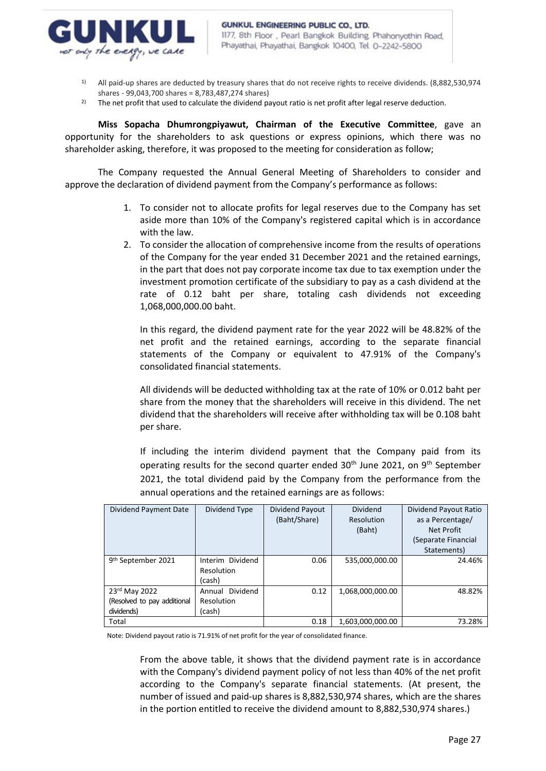1) All paid-up shares are deducted by treasury shares that do not receive rights to receive dividends. (8,882,530,974 shares - 99,043,700 shares = 8,783,487,274 shares)

2) The net profit that used to calculate the dividend payout ratio is net profit after legal reserve deduction.

**Miss Sopacha Dhumrongpiyawut, Chairman of the Executive Committee**, gave an opportunity for the shareholders to ask questions or express opinions, which there was no shareholder asking, therefore, it was proposed to the meeting for consideration as follow;

The Company requested the Annual General Meeting of Shareholders to consider and approve the declaration of dividend payment from the Company's performance as follows:

1. To consider not to allocate profits for legal reserves due to the Company has set aside more than 10% of the Company's registered capital which is in accordance with the law.
2. To consider the allocation of comprehensive income from the results of operations of the Company for the year ended 31 December 2021 and the retained earnings, in the part that does not pay corporate income tax due to tax exemption under the investment promotion certificate of the subsidiary to pay as a cash dividend at the rate of 0.12 baht per share, totaling cash dividends not exceeding 1,068,000,000.00 baht.

   In this regard, the dividend payment rate for the year 2022 will be 48.82% of the net profit and the retained earnings, according to the separate financial statements of the Company or equivalent to 47.91% of the Company's consolidated financial statements.

   All dividends will be deducted withholding tax at the rate of 10% or 0.012 baht per share from the money that the shareholders will receive in this dividend. The net dividend that the shareholders will receive after withholding tax will be 0.108 baht per share.

   If including the interim dividend payment that the Company paid from its operating results for the second quarter ended 30th June 2021, on 9th September 2021, the total dividend paid by the Company from the performance from the annual operations and the retained earnings are as follows:

| Dividend Payment Date | Dividend Type | Dividend Payout (Baht/Share) | Dividend Resolution (Baht) | Dividend Payout Ratio as a Percentage/ Net Profit (Separate Financial Statements) |
|---|---|---|---|---|
| 9th September 2021 | Interim Dividend Resolution (cash) | 0.06 | 535,000,000.00 | 24.46% |
| 23rd May 2022 (Resolved to pay additional dividends) | Annual Dividend Resolution (cash) | 0.12 | 1,068,000,000.00 | 48.82% |
| Total | | 0.18 | 1,603,000,000.00 | 73.28% |

Note: Dividend payout ratio is 71.91% of net profit for the year of consolidated finance.

From the above table, it shows that the dividend payment rate is in accordance with the Company's dividend payment policy of not less than 40% of the net profit according to the Company's separate financial statements. (At present, the number of issued and paid-up shares is 8,882,530,974 shares, which are the shares in the portion entitled to receive the dividend amount to 8,882,530,974 shares.)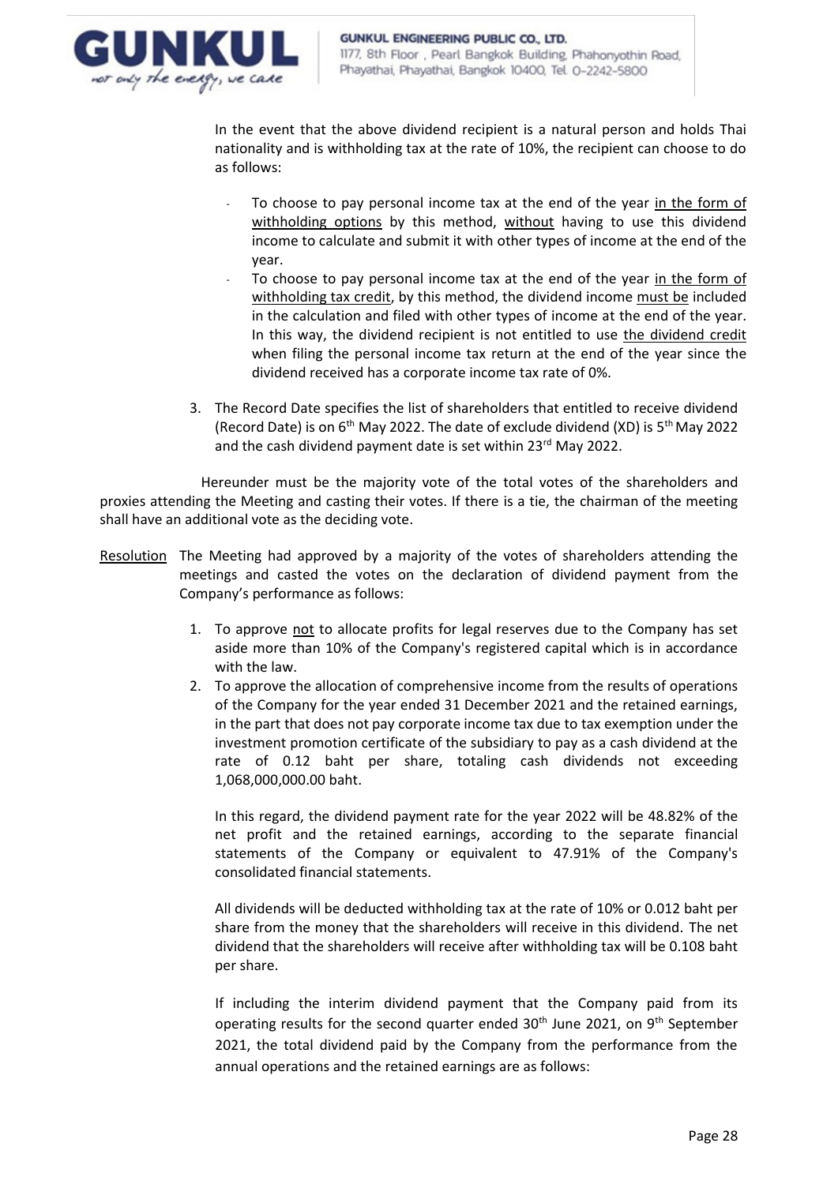In the event that the above dividend recipient is a natural person and holds Thai nationality and is withholding tax at the rate of 10%, the recipient can choose to do as follows:

- To choose to pay personal income tax at the end of the year in the form of withholding options by this method, without having to use this dividend income to calculate and submit it with other types of income at the end of the year.
- To choose to pay personal income tax at the end of the year in the form of withholding tax credit, by this method, the dividend income must be included in the calculation and filed with other types of income at the end of the year. In this way, the dividend recipient is not entitled to use the dividend credit when filing the personal income tax return at the end of the year since the dividend received has a corporate income tax rate of 0%.

3. The Record Date specifies the list of shareholders that entitled to receive dividend (Record Date) is on 6th May 2022. The date of exclude dividend (XD) is 5th May 2022 and the cash dividend payment date is set within 23rd May 2022.

Hereunder must be the majority vote of the total votes of the shareholders and proxies attending the Meeting and casting their votes. If there is a tie, the chairman of the meeting shall have an additional vote as the deciding vote.

Resolution The Meeting had approved by a majority of the votes of shareholders attending the meetings and casted the votes on the declaration of dividend payment from the Company's performance as follows:

1. To approve not to allocate profits for legal reserves due to the Company has set aside more than 10% of the Company's registered capital which is in accordance with the law.
2. To approve the allocation of comprehensive income from the results of operations of the Company for the year ended 31 December 2021 and the retained earnings, in the part that does not pay corporate income tax due to tax exemption under the investment promotion certificate of the subsidiary to pay as a cash dividend at the rate of 0.12 baht per share, totaling cash dividends not exceeding 1,068,000,000.00 baht.

   In this regard, the dividend payment rate for the year 2022 will be 48.82% of the net profit and the retained earnings, according to the separate financial statements of the Company or equivalent to 47.91% of the Company's consolidated financial statements.

   All dividends will be deducted withholding tax at the rate of 10% or 0.012 baht per share from the money that the shareholders will receive in this dividend. The net dividend that the shareholders will receive after withholding tax will be 0.108 baht per share.

   If including the interim dividend payment that the Company paid from its operating results for the second quarter ended 30th June 2021, on 9th September 2021, the total dividend paid by the Company from the performance from the annual operations and the retained earnings are as follows: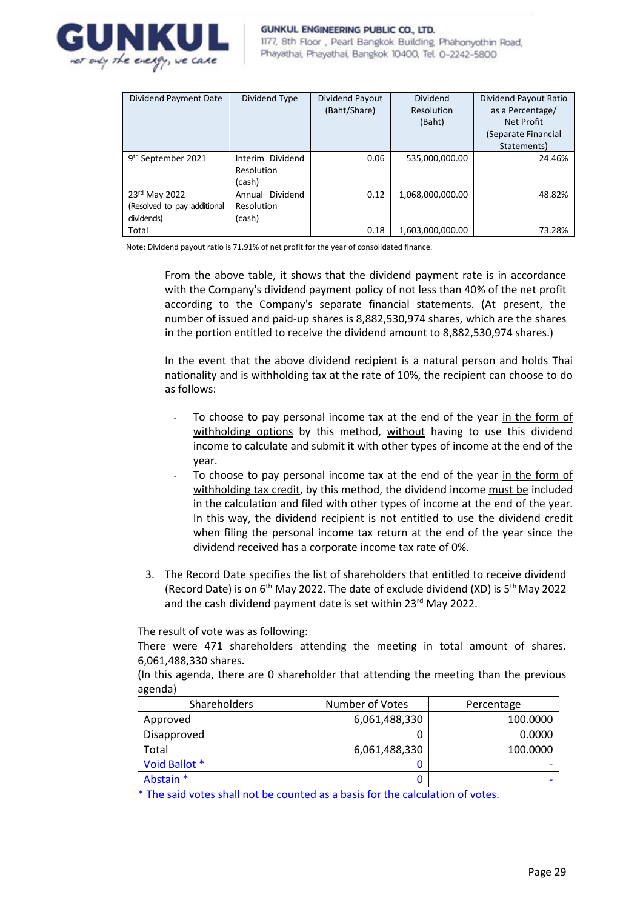| Dividend Payment Date | Dividend Type | Dividend Payout (Baht/Share) | Dividend Resolution (Baht) | Dividend Payout Ratio as a Percentage/ Net Profit (Separate Financial Statements) |
|---|---|---|---|---|
| 9th September 2021 | Interim Dividend Resolution (cash) | 0.06 | 535,000,000.00 | 24.46% |
| 23rd May 2022 (Resolved to pay additional dividends) | Annual Dividend Resolution (cash) | 0.12 | 1,068,000,000.00 | 48.82% |
| Total | | 0.18 | 1,603,000,000.00 | 73.28% |

Note: Dividend payout ratio is 71.91% of net profit for the year of consolidated finance.

From the above table, it shows that the dividend payment rate is in accordance with the Company's dividend payment policy of not less than 40% of the net profit according to the Company's separate financial statements. (At present, the number of issued and paid-up shares is 8,882,530,974 shares, which are the shares in the portion entitled to receive the dividend amount to 8,882,530,974 shares.)

In the event that the above dividend recipient is a natural person and holds Thai nationality and is withholding tax at the rate of 10%, the recipient can choose to do as follows:

- To choose to pay personal income tax at the end of the year in the form of withholding options by this method, without having to use this dividend income to calculate and submit it with other types of income at the end of the year.
- To choose to pay personal income tax at the end of the year in the form of withholding tax credit, by this method, the dividend income must be included in the calculation and filed with other types of income at the end of the year. In this way, the dividend recipient is not entitled to use the dividend credit when filing the personal income tax return at the end of the year since the dividend received has a corporate income tax rate of 0%.

3. The Record Date specifies the list of shareholders that entitled to receive dividend (Record Date) is on 6th May 2022. The date of exclude dividend (XD) is 5th May 2022 and the cash dividend payment date is set within 23rd May 2022.

The result of vote was as following:
There were 471 shareholders attending the meeting in total amount of shares. 6,061,488,330 shares.
(In this agenda, there are 0 shareholder that attending the meeting than the previous agenda)

| Shareholders | Number of Votes | Percentage |
|---|---|---|
| Approved | 6,061,488,330 | 100.0000 |
| Disapproved | 0 | 0.0000 |
| Total | 6,061,488,330 | 100.0000 |
| Void Ballot * | 0 | - |
| Abstain * | 0 | - |

* The said votes shall not be counted as a basis for the calculation of votes.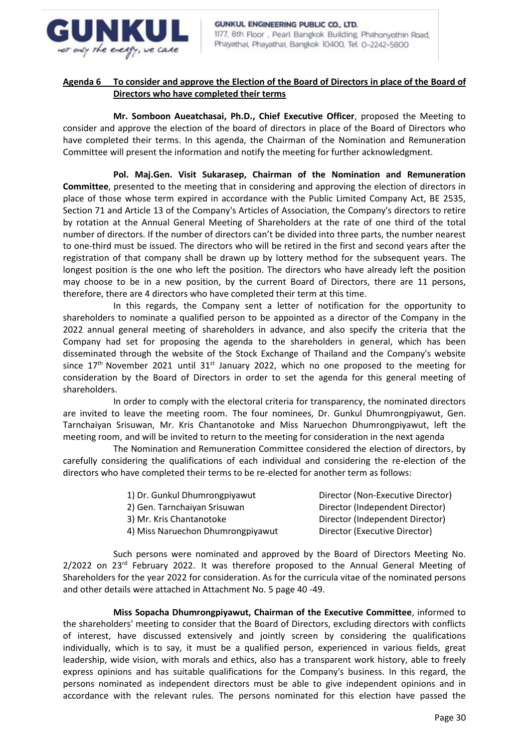**Agenda 6 To consider and approve the Election of the Board of Directors in place of the Board of Directors who have completed their terms**

**Mr. Somboon Aueatchasai, Ph.D., Chief Executive Officer**, proposed the Meeting to consider and approve the election of the board of directors in place of the Board of Directors who have completed their terms. In this agenda, the Chairman of the Nomination and Remuneration Committee will present the information and notify the meeting for further acknowledgment.

**Pol. Maj.Gen. Visit Sukarasep, Chairman of the Nomination and Remuneration Committee**, presented to the meeting that in considering and approving the election of directors in place of those whose term expired in accordance with the Public Limited Company Act, BE 2535, Section 71 and Article 13 of the Company's Articles of Association, the Company's directors to retire by rotation at the Annual General Meeting of Shareholders at the rate of one third of the total number of directors. If the number of directors can't be divided into three parts, the number nearest to one-third must be issued. The directors who will be retired in the first and second years after the registration of that company shall be drawn up by lottery method for the subsequent years. The longest position is the one who left the position. The directors who have already left the position may choose to be in a new position, by the current Board of Directors, there are 11 persons, therefore, there are 4 directors who have completed their term at this time.

In this regards, the Company sent a letter of notification for the opportunity to shareholders to nominate a qualified person to be appointed as a director of the Company in the 2022 annual general meeting of shareholders in advance, and also specify the criteria that the Company had set for proposing the agenda to the shareholders in general, which has been disseminated through the website of the Stock Exchange of Thailand and the Company's website since 17th November 2021 until 31st January 2022, which no one proposed to the meeting for consideration by the Board of Directors in order to set the agenda for this general meeting of shareholders.

In order to comply with the electoral criteria for transparency, the nominated directors are invited to leave the meeting room. The four nominees, Dr. Gunkul Dhumrongpiyawut, Gen. Tarnchaiyan Srisuwan, Mr. Kris Chantanotoke and Miss Naruechon Dhumrongpiyawut, left the meeting room, and will be invited to return to the meeting for consideration in the next agenda

The Nomination and Remuneration Committee considered the election of directors, by carefully considering the qualifications of each individual and considering the re-election of the directors who have completed their terms to be re-elected for another term as follows:

| | |
|---|---|
| 1) Dr. Gunkul Dhumrongpiyawut | Director (Non-Executive Director) |
| 2) Gen. Tarnchaiyan Srisuwan | Director (Independent Director) |
| 3) Mr. Kris Chantanotoke | Director (Independent Director) |
| 4) Miss Naruechon Dhumrongpiyawut | Director (Executive Director) |

Such persons were nominated and approved by the Board of Directors Meeting No. 2/2022 on 23rd February 2022. It was therefore proposed to the Annual General Meeting of Shareholders for the year 2022 for consideration. As for the curricula vitae of the nominated persons and other details were attached in Attachment No. 5 page 40 -49.

**Miss Sopacha Dhumrongpiyawut, Chairman of the Executive Committee**, informed to the shareholders' meeting to consider that the Board of Directors, excluding directors with conflicts of interest, have discussed extensively and jointly screen by considering the qualifications individually, which is to say, it must be a qualified person, experienced in various fields, great leadership, wide vision, with morals and ethics, also has a transparent work history, able to freely express opinions and has suitable qualifications for the Company's business. In this regard, the persons nominated as independent directors must be able to give independent opinions and in accordance with the relevant rules. The persons nominated for this election have passed the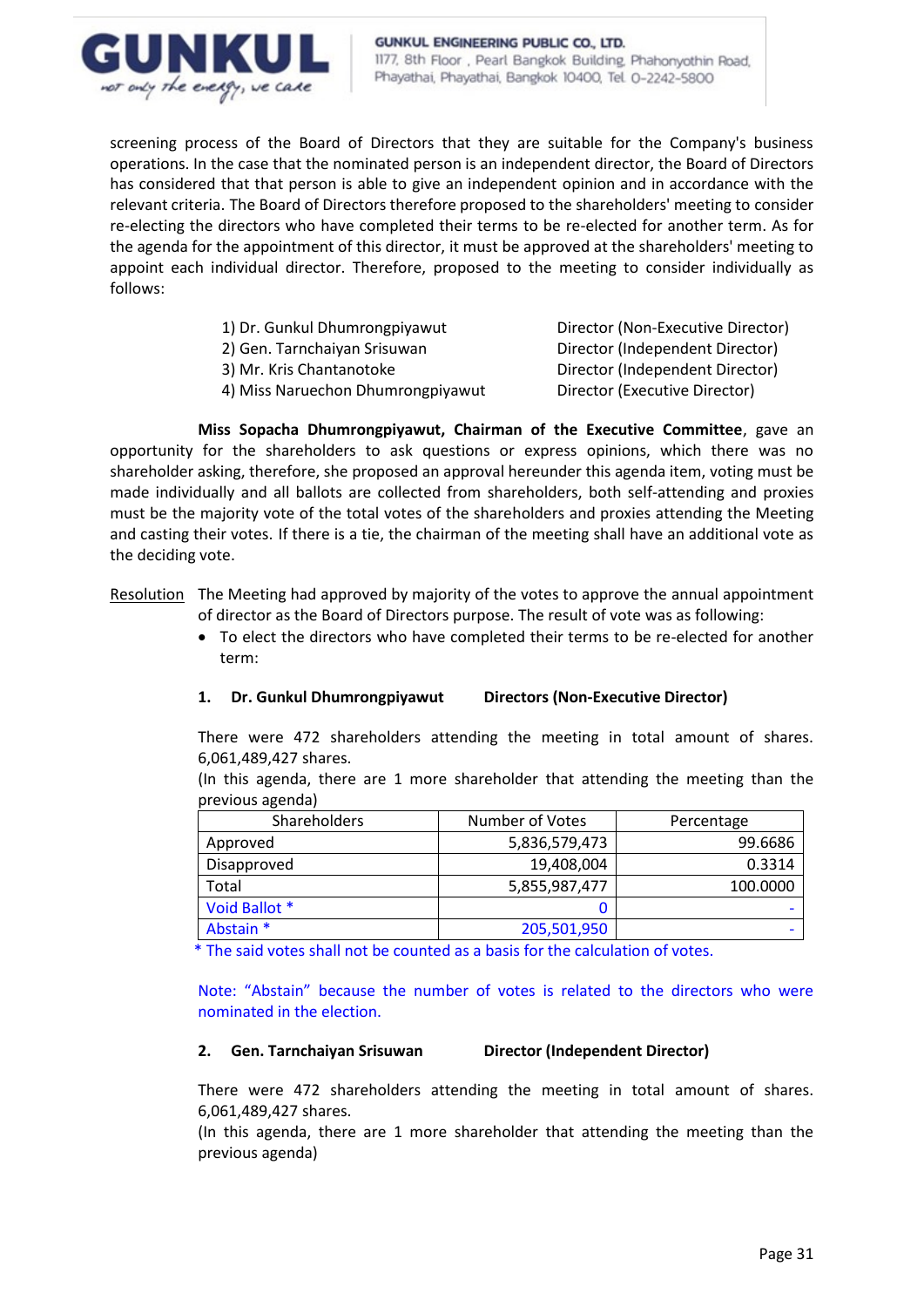screening process of the Board of Directors that they are suitable for the Company's business operations. In the case that the nominated person is an independent director, the Board of Directors has considered that that person is able to give an independent opinion and in accordance with the relevant criteria. The Board of Directors therefore proposed to the shareholders' meeting to consider re-electing the directors who have completed their terms to be re-elected for another term. As for the agenda for the appointment of this director, it must be approved at the shareholders' meeting to appoint each individual director. Therefore, proposed to the meeting to consider individually as follows:

1) Dr. Gunkul Dhumrongpiyawut — Director (Non-Executive Director)
2) Gen. Tarnchaiyan Srisuwan — Director (Independent Director)
3) Mr. Kris Chantanotoke — Director (Independent Director)
4) Miss Naruechon Dhumrongpiyawut — Director (Executive Director)

**Miss Sopacha Dhumrongpiyawut, Chairman of the Executive Committee**, gave an opportunity for the shareholders to ask questions or express opinions, which there was no shareholder asking, therefore, she proposed an approval hereunder this agenda item, voting must be made individually and all ballots are collected from shareholders, both self-attending and proxies must be the majority vote of the total votes of the shareholders and proxies attending the Meeting and casting their votes. If there is a tie, the chairman of the meeting shall have an additional vote as the deciding vote.

<u>Resolution</u> The Meeting had approved by majority of the votes to approve the annual appointment of director as the Board of Directors purpose. The result of vote was as following:

- To elect the directors who have completed their terms to be re-elected for another term:

**1. Dr. Gunkul Dhumrongpiyawut — Directors (Non-Executive Director)**

There were 472 shareholders attending the meeting in total amount of shares. 6,061,489,427 shares.
(In this agenda, there are 1 more shareholder that attending the meeting than the previous agenda)

| Shareholders | Number of Votes | Percentage |
|---|---|---|
| Approved | 5,836,579,473 | 99.6686 |
| Disapproved | 19,408,004 | 0.3314 |
| Total | 5,855,987,477 | 100.0000 |
| Void Ballot * | 0 | - |
| Abstain * | 205,501,950 | - |

\* The said votes shall not be counted as a basis for the calculation of votes.

Note: "Abstain" because the number of votes is related to the directors who were nominated in the election.

**2. Gen. Tarnchaiyan Srisuwan — Director (Independent Director)**

There were 472 shareholders attending the meeting in total amount of shares. 6,061,489,427 shares.
(In this agenda, there are 1 more shareholder that attending the meeting than the previous agenda)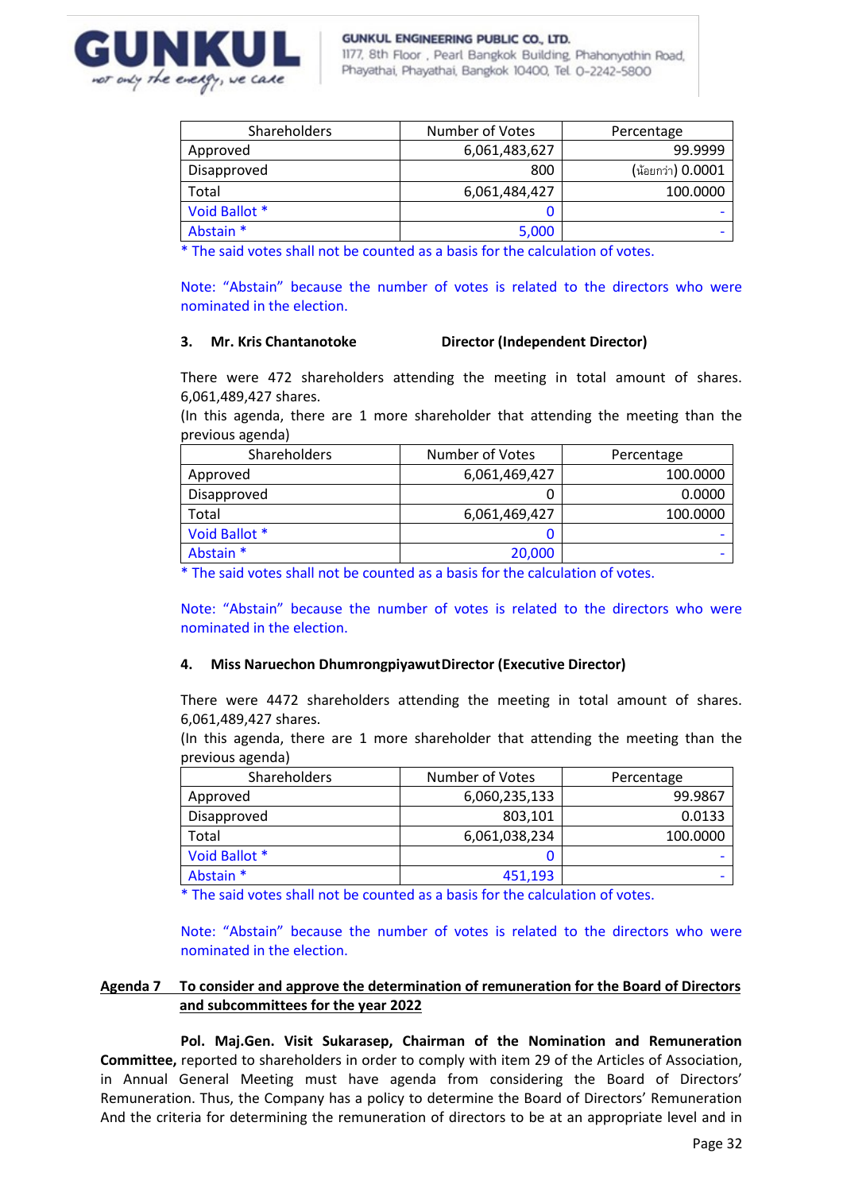| Shareholders | Number of Votes | Percentage |
|---|---|---|
| Approved | 6,061,483,627 | 99.9999 |
| Disapproved | 800 | (น้อยกว่า) 0.0001 |
| Total | 6,061,484,427 | 100.0000 |
| Void Ballot * | 0 | - |
| Abstain * | 5,000 | - |

* The said votes shall not be counted as a basis for the calculation of votes.

Note: "Abstain" because the number of votes is related to the directors who were nominated in the election.

**3. Mr. Kris Chantanotoke Director (Independent Director)**

There were 472 shareholders attending the meeting in total amount of shares. 6,061,489,427 shares.
(In this agenda, there are 1 more shareholder that attending the meeting than the previous agenda)

| Shareholders | Number of Votes | Percentage |
|---|---|---|
| Approved | 6,061,469,427 | 100.0000 |
| Disapproved | 0 | 0.0000 |
| Total | 6,061,469,427 | 100.0000 |
| Void Ballot * | 0 | - |
| Abstain * | 20,000 | - |

* The said votes shall not be counted as a basis for the calculation of votes.

Note: "Abstain" because the number of votes is related to the directors who were nominated in the election.

**4. Miss Naruechon Dhumrongpiyawut Director (Executive Director)**

There were 4472 shareholders attending the meeting in total amount of shares. 6,061,489,427 shares.
(In this agenda, there are 1 more shareholder that attending the meeting than the previous agenda)

| Shareholders | Number of Votes | Percentage |
|---|---|---|
| Approved | 6,060,235,133 | 99.9867 |
| Disapproved | 803,101 | 0.0133 |
| Total | 6,061,038,234 | 100.0000 |
| Void Ballot * | 0 | - |
| Abstain * | 451,193 | - |

* The said votes shall not be counted as a basis for the calculation of votes.

Note: "Abstain" because the number of votes is related to the directors who were nominated in the election.

**Agenda 7 To consider and approve the determination of remuneration for the Board of Directors and subcommittees for the year 2022**

**Pol. Maj.Gen. Visit Sukarasep, Chairman of the Nomination and Remuneration Committee,** reported to shareholders in order to comply with item 29 of the Articles of Association, in Annual General Meeting must have agenda from considering the Board of Directors' Remuneration. Thus, the Company has a policy to determine the Board of Directors' Remuneration And the criteria for determining the remuneration of directors to be at an appropriate level and in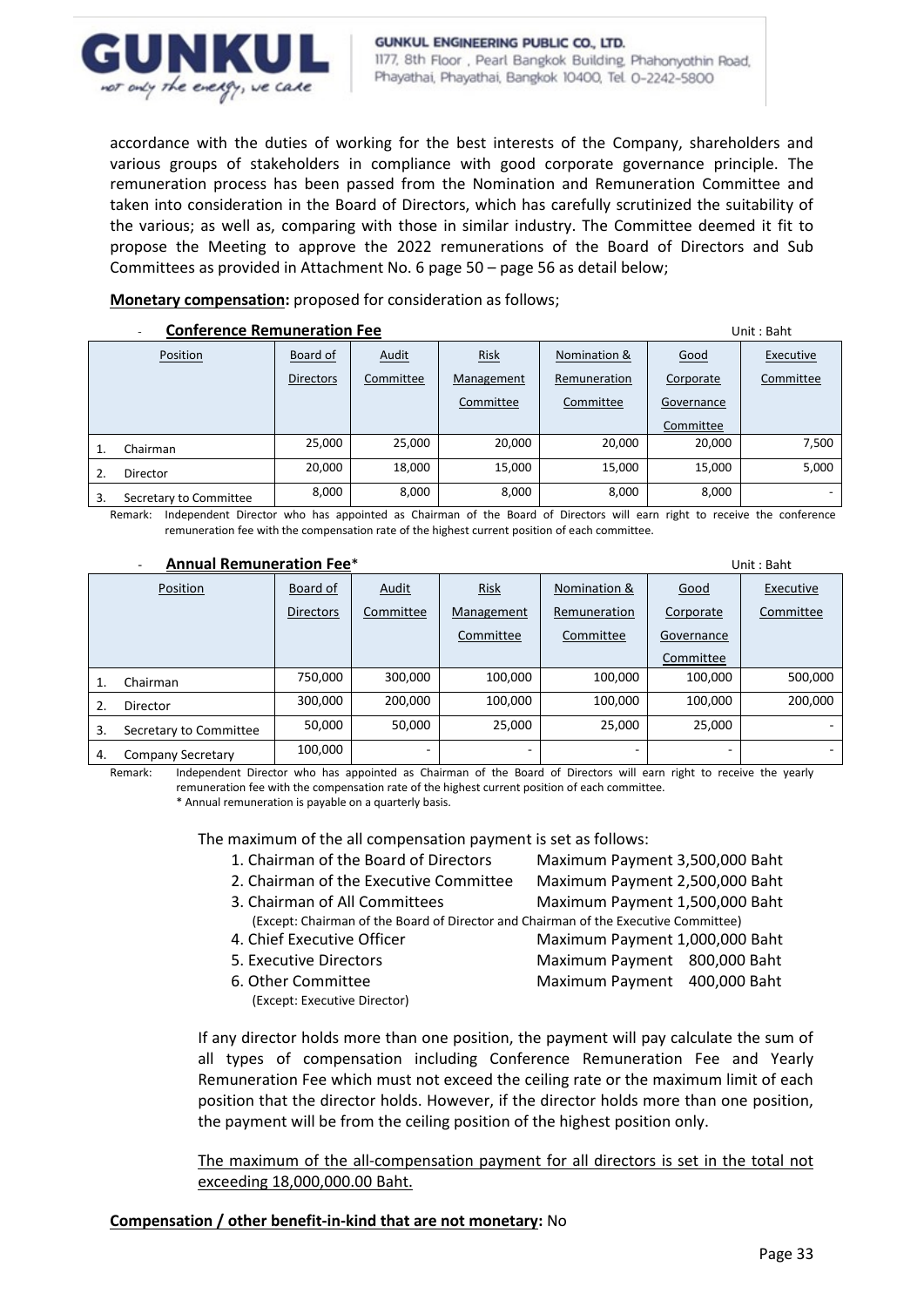accordance with the duties of working for the best interests of the Company, shareholders and various groups of stakeholders in compliance with good corporate governance principle. The remuneration process has been passed from the Nomination and Remuneration Committee and taken into consideration in the Board of Directors, which has carefully scrutinized the suitability of the various; as well as, comparing with those in similar industry. The Committee deemed it fit to propose the Meeting to approve the 2022 remunerations of the Board of Directors and Sub Committees as provided in Attachment No. 6 page 50 – page 56 as detail below;

**Monetary compensation:** proposed for consideration as follows;

- **Conference Remuneration Fee**

Unit : Baht

| Position | Board of Directors | Audit Committee | Risk Management Committee | Nomination & Remuneration Committee | Good Corporate Governance Committee | Executive Committee |
|---|---|---|---|---|---|---|
| 1. Chairman | 25,000 | 25,000 | 20,000 | 20,000 | 20,000 | 7,500 |
| 2. Director | 20,000 | 18,000 | 15,000 | 15,000 | 15,000 | 5,000 |
| 3. Secretary to Committee | 8,000 | 8,000 | 8,000 | 8,000 | 8,000 | - |

Remark: Independent Director who has appointed as Chairman of the Board of Directors will earn right to receive the conference remuneration fee with the compensation rate of the highest current position of each committee.

- **Annual Remuneration Fee***

Unit : Baht

| Position | Board of Directors | Audit Committee | Risk Management Committee | Nomination & Remuneration Committee | Good Corporate Governance Committee | Executive Committee |
|---|---|---|---|---|---|---|
| 1. Chairman | 750,000 | 300,000 | 100,000 | 100,000 | 100,000 | 500,000 |
| 2. Director | 300,000 | 200,000 | 100,000 | 100,000 | 100,000 | 200,000 |
| 3. Secretary to Committee | 50,000 | 50,000 | 25,000 | 25,000 | 25,000 | - |
| 4. Company Secretary | 100,000 | - | - | - | - | - |

Remark: Independent Director who has appointed as Chairman of the Board of Directors will earn right to receive the yearly remuneration fee with the compensation rate of the highest current position of each committee.
\* Annual remuneration is payable on a quarterly basis.

The maximum of the all compensation payment is set as follows:

1. Chairman of the Board of Directors — Maximum Payment 3,500,000 Baht
2. Chairman of the Executive Committee — Maximum Payment 2,500,000 Baht
3. Chairman of All Committees — Maximum Payment 1,500,000 Baht
   (Except: Chairman of the Board of Director and Chairman of the Executive Committee)
4. Chief Executive Officer — Maximum Payment 1,000,000 Baht
5. Executive Directors — Maximum Payment 800,000 Baht
6. Other Committee — Maximum Payment 400,000 Baht
   (Except: Executive Director)

If any director holds more than one position, the payment will pay calculate the sum of all types of compensation including Conference Remuneration Fee and Yearly Remuneration Fee which must not exceed the ceiling rate or the maximum limit of each position that the director holds. However, if the director holds more than one position, the payment will be from the ceiling position of the highest position only.

<u>The maximum of the all-compensation payment for all directors is set in the total not exceeding 18,000,000.00 Baht.</u>

**Compensation / other benefit-in-kind that are not monetary:** No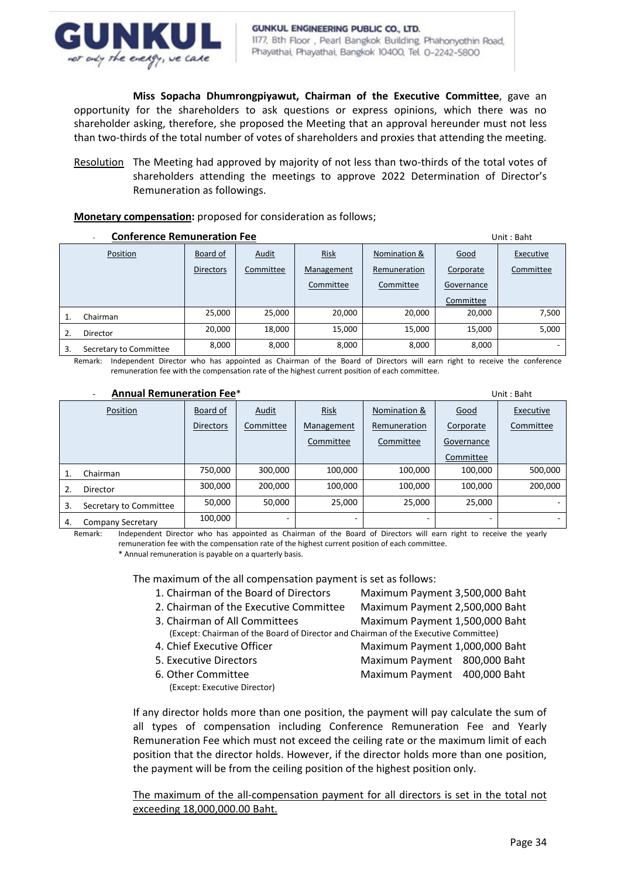**Miss Sopacha Dhumrongpiyawut, Chairman of the Executive Committee**, gave an opportunity for the shareholders to ask questions or express opinions, which there was no shareholder asking, therefore, she proposed the Meeting that an approval hereunder must not less than two-thirds of the total number of votes of shareholders and proxies that attending the meeting.

Resolution The Meeting had approved by majority of not less than two-thirds of the total votes of shareholders attending the meetings to approve 2022 Determination of Director's Remuneration as followings.

**Monetary compensation:** proposed for consideration as follows;

- **Conference Remuneration Fee**

Unit : Baht

| Position | Board of Directors | Audit Committee | Risk Management Committee | Nomination & Remuneration Committee | Good Corporate Governance Committee | Executive Committee |
|---|---|---|---|---|---|---|
| 1. Chairman | 25,000 | 25,000 | 20,000 | 20,000 | 20,000 | 7,500 |
| 2. Director | 20,000 | 18,000 | 15,000 | 15,000 | 15,000 | 5,000 |
| 3. Secretary to Committee | 8,000 | 8,000 | 8,000 | 8,000 | 8,000 | - |

Remark: Independent Director who has appointed as Chairman of the Board of Directors will earn right to receive the conference remuneration fee with the compensation rate of the highest current position of each committee.

- **Annual Remuneration Fee***

Unit : Baht

| Position | Board of Directors | Audit Committee | Risk Management Committee | Nomination & Remuneration Committee | Good Corporate Governance Committee | Executive Committee |
|---|---|---|---|---|---|---|
| 1. Chairman | 750,000 | 300,000 | 100,000 | 100,000 | 100,000 | 500,000 |
| 2. Director | 300,000 | 200,000 | 100,000 | 100,000 | 100,000 | 200,000 |
| 3. Secretary to Committee | 50,000 | 50,000 | 25,000 | 25,000 | 25,000 | - |
| 4. Company Secretary | 100,000 | - | - | - | - | - |

Remark: Independent Director who has appointed as Chairman of the Board of Directors will earn right to receive the yearly remuneration fee with the compensation rate of the highest current position of each committee.
* Annual remuneration is payable on a quarterly basis.

The maximum of the all compensation payment is set as follows:

1. Chairman of the Board of Directors — Maximum Payment 3,500,000 Baht
2. Chairman of the Executive Committee — Maximum Payment 2,500,000 Baht
3. Chairman of All Committees — Maximum Payment 1,500,000 Baht
   (Except: Chairman of the Board of Director and Chairman of the Executive Committee)
4. Chief Executive Officer — Maximum Payment 1,000,000 Baht
5. Executive Directors — Maximum Payment 800,000 Baht
6. Other Committee — Maximum Payment 400,000 Baht
   (Except: Executive Director)

If any director holds more than one position, the payment will pay calculate the sum of all types of compensation including Conference Remuneration Fee and Yearly Remuneration Fee which must not exceed the ceiling rate or the maximum limit of each position that the director holds. However, if the director holds more than one position, the payment will be from the ceiling position of the highest position only.

The maximum of the all-compensation payment for all directors is set in the total not exceeding 18,000,000.00 Baht.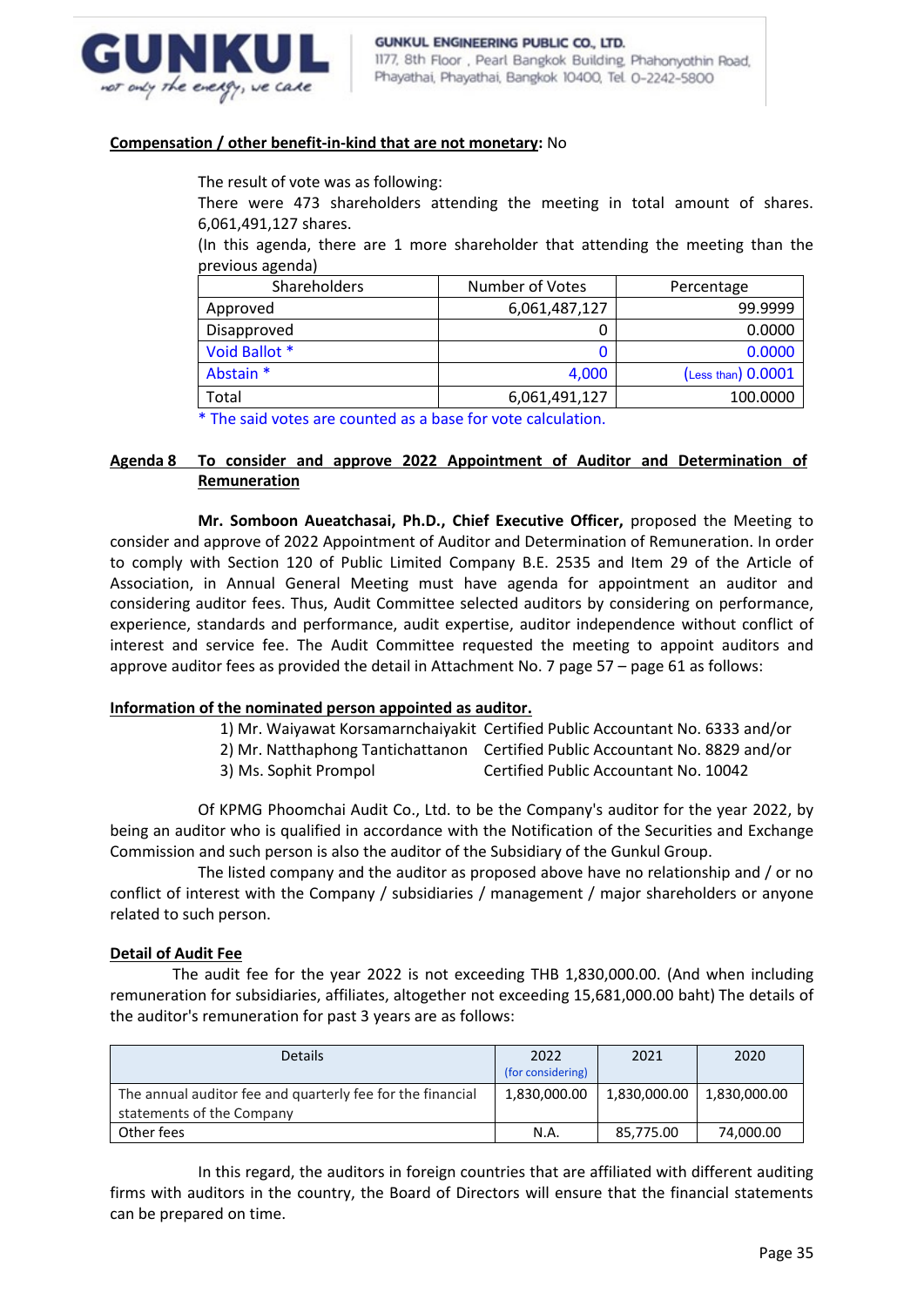**Compensation / other benefit-in-kind that are not monetary:** No

The result of vote was as following:
There were 473 shareholders attending the meeting in total amount of shares. 6,061,491,127 shares.
(In this agenda, there are 1 more shareholder that attending the meeting than the previous agenda)

| Shareholders | Number of Votes | Percentage |
|---|---|---|
| Approved | 6,061,487,127 | 99.9999 |
| Disapproved | 0 | 0.0000 |
| Void Ballot * | 0 | 0.0000 |
| Abstain * | 4,000 | (Less than) 0.0001 |
| Total | 6,061,491,127 | 100.0000 |

* The said votes are counted as a base for vote calculation.

## Agenda 8 To consider and approve 2022 Appointment of Auditor and Determination of Remuneration

**Mr. Somboon Aueatchasai, Ph.D., Chief Executive Officer,** proposed the Meeting to consider and approve of 2022 Appointment of Auditor and Determination of Remuneration. In order to comply with Section 120 of Public Limited Company B.E. 2535 and Item 29 of the Article of Association, in Annual General Meeting must have agenda for appointment an auditor and considering auditor fees. Thus, Audit Committee selected auditors by considering on performance, experience, standards and performance, audit expertise, auditor independence without conflict of interest and service fee. The Audit Committee requested the meeting to appoint auditors and approve auditor fees as provided the detail in Attachment No. 7 page 57 – page 61 as follows:

**Information of the nominated person appointed as auditor.**

1) Mr. Waiyawat Korsamarnchaiyakit Certified Public Accountant No. 6333 and/or
2) Mr. Natthaphong Tantichattanon Certified Public Accountant No. 8829 and/or
3) Ms. Sophit Prompol Certified Public Accountant No. 10042

Of KPMG Phoomchai Audit Co., Ltd. to be the Company's auditor for the year 2022, by being an auditor who is qualified in accordance with the Notification of the Securities and Exchange Commission and such person is also the auditor of the Subsidiary of the Gunkul Group.

The listed company and the auditor as proposed above have no relationship and / or no conflict of interest with the Company / subsidiaries / management / major shareholders or anyone related to such person.

**Detail of Audit Fee**

The audit fee for the year 2022 is not exceeding THB 1,830,000.00. (And when including remuneration for subsidiaries, affiliates, altogether not exceeding 15,681,000.00 baht) The details of the auditor's remuneration for past 3 years are as follows:

| Details | 2022 (for considering) | 2021 | 2020 |
|---|---|---|---|
| The annual auditor fee and quarterly fee for the financial statements of the Company | 1,830,000.00 | 1,830,000.00 | 1,830,000.00 |
| Other fees | N.A. | 85,775.00 | 74,000.00 |

In this regard, the auditors in foreign countries that are affiliated with different auditing firms with auditors in the country, the Board of Directors will ensure that the financial statements can be prepared on time.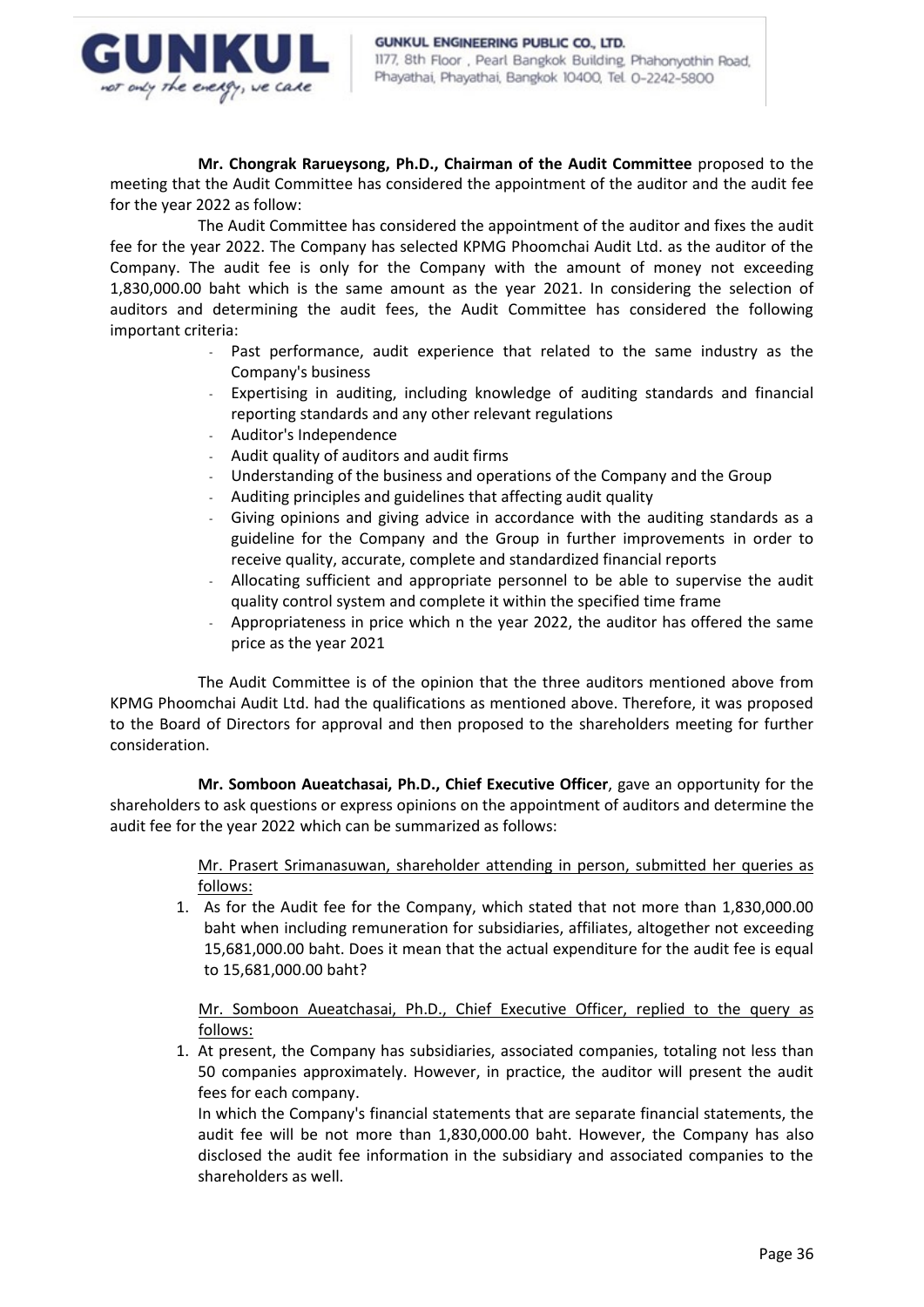**Mr. Chongrak Rarueysong, Ph.D., Chairman of the Audit Committee** proposed to the meeting that the Audit Committee has considered the appointment of the auditor and the audit fee for the year 2022 as follow:

The Audit Committee has considered the appointment of the auditor and fixes the audit fee for the year 2022. The Company has selected KPMG Phoomchai Audit Ltd. as the auditor of the Company. The audit fee is only for the Company with the amount of money not exceeding 1,830,000.00 baht which is the same amount as the year 2021. In considering the selection of auditors and determining the audit fees, the Audit Committee has considered the following important criteria:

- Past performance, audit experience that related to the same industry as the Company's business
- Expertising in auditing, including knowledge of auditing standards and financial reporting standards and any other relevant regulations
- Auditor's Independence
- Audit quality of auditors and audit firms
- Understanding of the business and operations of the Company and the Group
- Auditing principles and guidelines that affecting audit quality
- Giving opinions and giving advice in accordance with the auditing standards as a guideline for the Company and the Group in further improvements in order to receive quality, accurate, complete and standardized financial reports
- Allocating sufficient and appropriate personnel to be able to supervise the audit quality control system and complete it within the specified time frame
- Appropriateness in price which n the year 2022, the auditor has offered the same price as the year 2021

The Audit Committee is of the opinion that the three auditors mentioned above from KPMG Phoomchai Audit Ltd. had the qualifications as mentioned above. Therefore, it was proposed to the Board of Directors for approval and then proposed to the shareholders meeting for further consideration.

**Mr. Somboon Aueatchasai, Ph.D., Chief Executive Officer**, gave an opportunity for the shareholders to ask questions or express opinions on the appointment of auditors and determine the audit fee for the year 2022 which can be summarized as follows:

Mr. Prasert Srimanasuwan, shareholder attending in person, submitted her queries as follows:

1. As for the Audit fee for the Company, which stated that not more than 1,830,000.00 baht when including remuneration for subsidiaries, affiliates, altogether not exceeding 15,681,000.00 baht. Does it mean that the actual expenditure for the audit fee is equal to 15,681,000.00 baht?

Mr. Somboon Aueatchasai, Ph.D., Chief Executive Officer, replied to the query as follows:

1. At present, the Company has subsidiaries, associated companies, totaling not less than 50 companies approximately. However, in practice, the auditor will present the audit fees for each company.

   In which the Company's financial statements that are separate financial statements, the audit fee will be not more than 1,830,000.00 baht. However, the Company has also disclosed the audit fee information in the subsidiary and associated companies to the shareholders as well.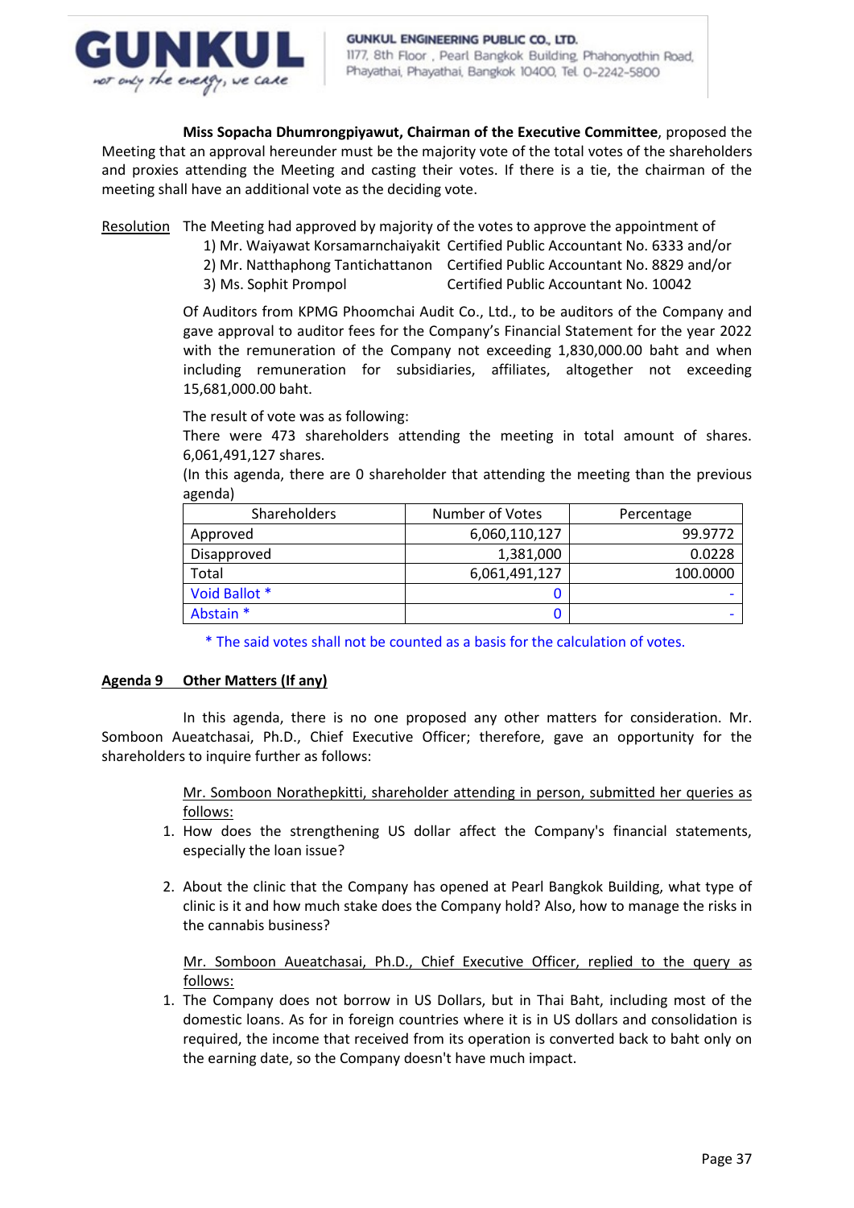**Miss Sopacha Dhumrongpiyawut, Chairman of the Executive Committee**, proposed the Meeting that an approval hereunder must be the majority vote of the total votes of the shareholders and proxies attending the Meeting and casting their votes. If there is a tie, the chairman of the meeting shall have an additional vote as the deciding vote.

Resolution The Meeting had approved by majority of the votes to approve the appointment of

1) Mr. Waiyawat Korsamarnchaiyakit Certified Public Accountant No. 6333 and/or
2) Mr. Natthaphong Tantichattanon Certified Public Accountant No. 8829 and/or
3) Ms. Sophit Prompol Certified Public Accountant No. 10042

Of Auditors from KPMG Phoomchai Audit Co., Ltd., to be auditors of the Company and gave approval to auditor fees for the Company's Financial Statement for the year 2022 with the remuneration of the Company not exceeding 1,830,000.00 baht and when including remuneration for subsidiaries, affiliates, altogether not exceeding 15,681,000.00 baht.

The result of vote was as following:
There were 473 shareholders attending the meeting in total amount of shares. 6,061,491,127 shares.
(In this agenda, there are 0 shareholder that attending the meeting than the previous agenda)

| Shareholders | Number of Votes | Percentage |
|---|---|---|
| Approved | 6,060,110,127 | 99.9772 |
| Disapproved | 1,381,000 | 0.0228 |
| Total | 6,061,491,127 | 100.0000 |
| Void Ballot * | 0 | - |
| Abstain * | 0 | - |

* The said votes shall not be counted as a basis for the calculation of votes.

**Agenda 9 Other Matters (If any)**

In this agenda, there is no one proposed any other matters for consideration. Mr. Somboon Aueatchasai, Ph.D., Chief Executive Officer; therefore, gave an opportunity for the shareholders to inquire further as follows:

Mr. Somboon Norathepkitti, shareholder attending in person, submitted her queries as follows:

1. How does the strengthening US dollar affect the Company's financial statements, especially the loan issue?
2. About the clinic that the Company has opened at Pearl Bangkok Building, what type of clinic is it and how much stake does the Company hold? Also, how to manage the risks in the cannabis business?

Mr. Somboon Aueatchasai, Ph.D., Chief Executive Officer, replied to the query as follows:

1. The Company does not borrow in US Dollars, but in Thai Baht, including most of the domestic loans. As for in foreign countries where it is in US dollars and consolidation is required, the income that received from its operation is converted back to baht only on the earning date, so the Company doesn't have much impact.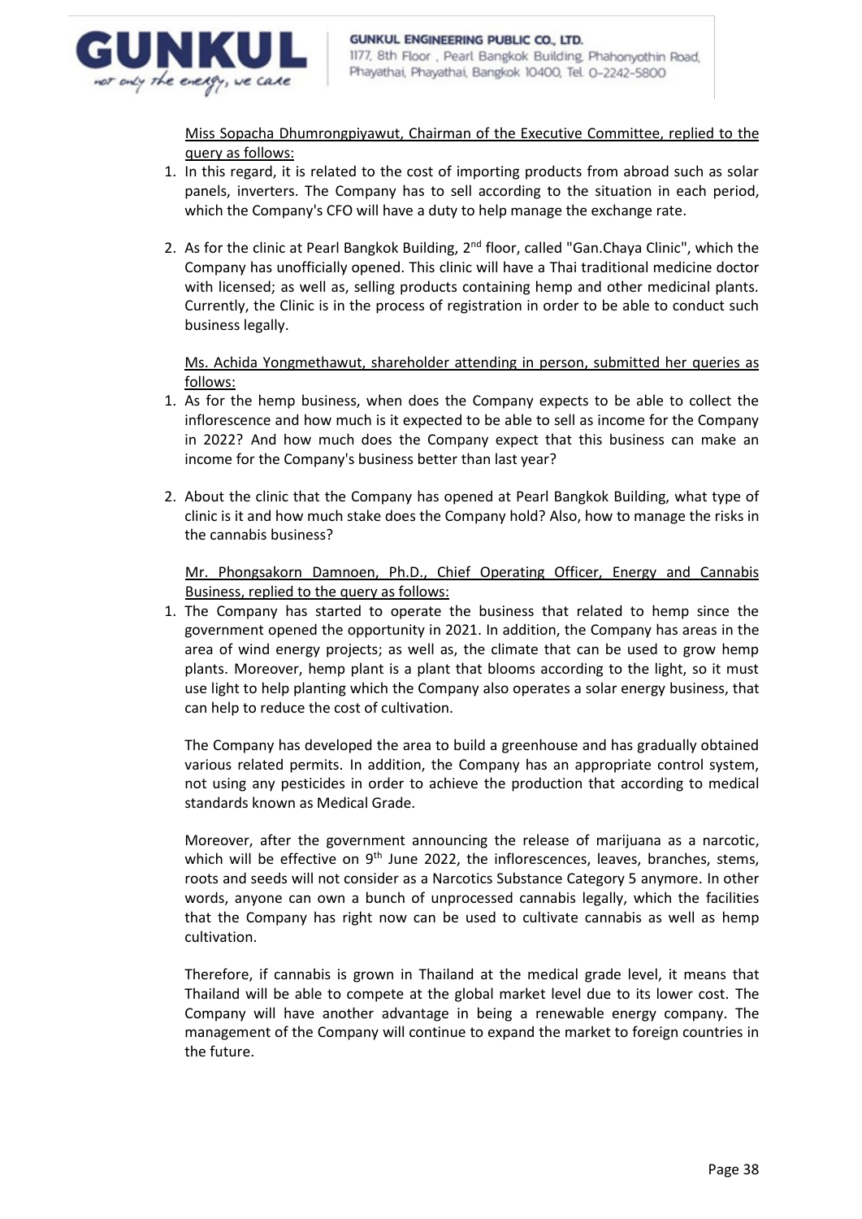Miss Sopacha Dhumrongpiyawut, Chairman of the Executive Committee, replied to the query as follows:

1. In this regard, it is related to the cost of importing products from abroad such as solar panels, inverters. The Company has to sell according to the situation in each period, which the Company's CFO will have a duty to help manage the exchange rate.

2. As for the clinic at Pearl Bangkok Building, 2nd floor, called "Gan.Chaya Clinic", which the Company has unofficially opened. This clinic will have a Thai traditional medicine doctor with licensed; as well as, selling products containing hemp and other medicinal plants. Currently, the Clinic is in the process of registration in order to be able to conduct such business legally.

Ms. Achida Yongmethawut, shareholder attending in person, submitted her queries as follows:

1. As for the hemp business, when does the Company expects to be able to collect the inflorescence and how much is it expected to be able to sell as income for the Company in 2022? And how much does the Company expect that this business can make an income for the Company's business better than last year?

2. About the clinic that the Company has opened at Pearl Bangkok Building, what type of clinic is it and how much stake does the Company hold? Also, how to manage the risks in the cannabis business?

Mr. Phongsakorn Damnoen, Ph.D., Chief Operating Officer, Energy and Cannabis Business, replied to the query as follows:

1. The Company has started to operate the business that related to hemp since the government opened the opportunity in 2021. In addition, the Company has areas in the area of wind energy projects; as well as, the climate that can be used to grow hemp plants. Moreover, hemp plant is a plant that blooms according to the light, so it must use light to help planting which the Company also operates a solar energy business, that can help to reduce the cost of cultivation.

   The Company has developed the area to build a greenhouse and has gradually obtained various related permits. In addition, the Company has an appropriate control system, not using any pesticides in order to achieve the production that according to medical standards known as Medical Grade.

   Moreover, after the government announcing the release of marijuana as a narcotic, which will be effective on 9th June 2022, the inflorescences, leaves, branches, stems, roots and seeds will not consider as a Narcotics Substance Category 5 anymore. In other words, anyone can own a bunch of unprocessed cannabis legally, which the facilities that the Company has right now can be used to cultivate cannabis as well as hemp cultivation.

   Therefore, if cannabis is grown in Thailand at the medical grade level, it means that Thailand will be able to compete at the global market level due to its lower cost. The Company will have another advantage in being a renewable energy company. The management of the Company will continue to expand the market to foreign countries in the future.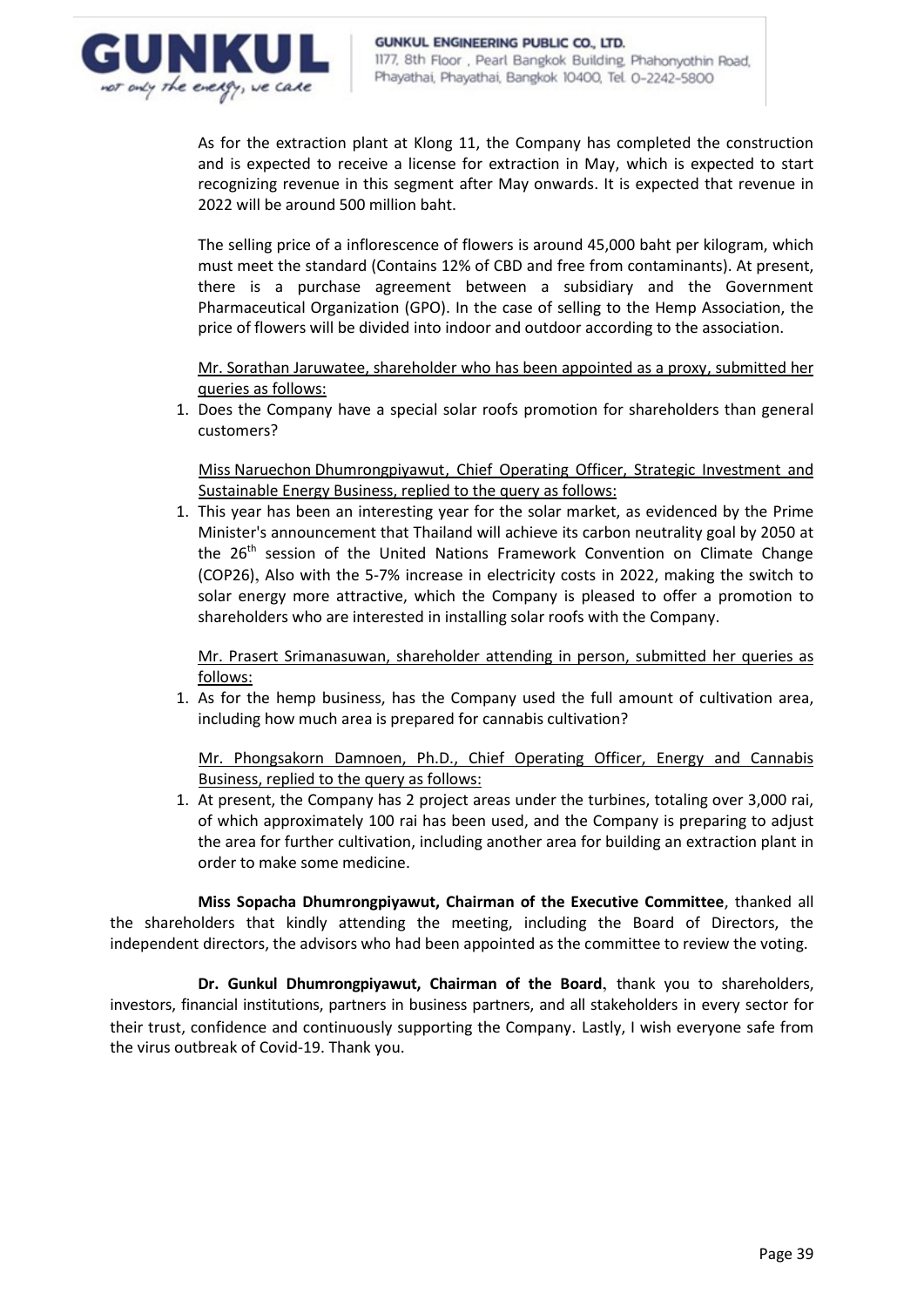As for the extraction plant at Klong 11, the Company has completed the construction and is expected to receive a license for extraction in May, which is expected to start recognizing revenue in this segment after May onwards. It is expected that revenue in 2022 will be around 500 million baht.

The selling price of a inflorescence of flowers is around 45,000 baht per kilogram, which must meet the standard (Contains 12% of CBD and free from contaminants). At present, there is a purchase agreement between a subsidiary and the Government Pharmaceutical Organization (GPO). In the case of selling to the Hemp Association, the price of flowers will be divided into indoor and outdoor according to the association.

Mr. Sorathan Jaruwatee, shareholder who has been appointed as a proxy, submitted her queries as follows:

1. Does the Company have a special solar roofs promotion for shareholders than general customers?

Miss Naruechon Dhumrongpiyawut, Chief Operating Officer, Strategic Investment and Sustainable Energy Business, replied to the query as follows:

1. This year has been an interesting year for the solar market, as evidenced by the Prime Minister's announcement that Thailand will achieve its carbon neutrality goal by 2050 at the 26th session of the United Nations Framework Convention on Climate Change (COP26), Also with the 5-7% increase in electricity costs in 2022, making the switch to solar energy more attractive, which the Company is pleased to offer a promotion to shareholders who are interested in installing solar roofs with the Company.

Mr. Prasert Srimanasuwan, shareholder attending in person, submitted her queries as follows:

1. As for the hemp business, has the Company used the full amount of cultivation area, including how much area is prepared for cannabis cultivation?

Mr. Phongsakorn Damnoen, Ph.D., Chief Operating Officer, Energy and Cannabis Business, replied to the query as follows:

1. At present, the Company has 2 project areas under the turbines, totaling over 3,000 rai, of which approximately 100 rai has been used, and the Company is preparing to adjust the area for further cultivation, including another area for building an extraction plant in order to make some medicine.

**Miss Sopacha Dhumrongpiyawut, Chairman of the Executive Committee**, thanked all the shareholders that kindly attending the meeting, including the Board of Directors, the independent directors, the advisors who had been appointed as the committee to review the voting.

**Dr. Gunkul Dhumrongpiyawut, Chairman of the Board**, thank you to shareholders, investors, financial institutions, partners in business partners, and all stakeholders in every sector for their trust, confidence and continuously supporting the Company. Lastly, I wish everyone safe from the virus outbreak of Covid-19. Thank you.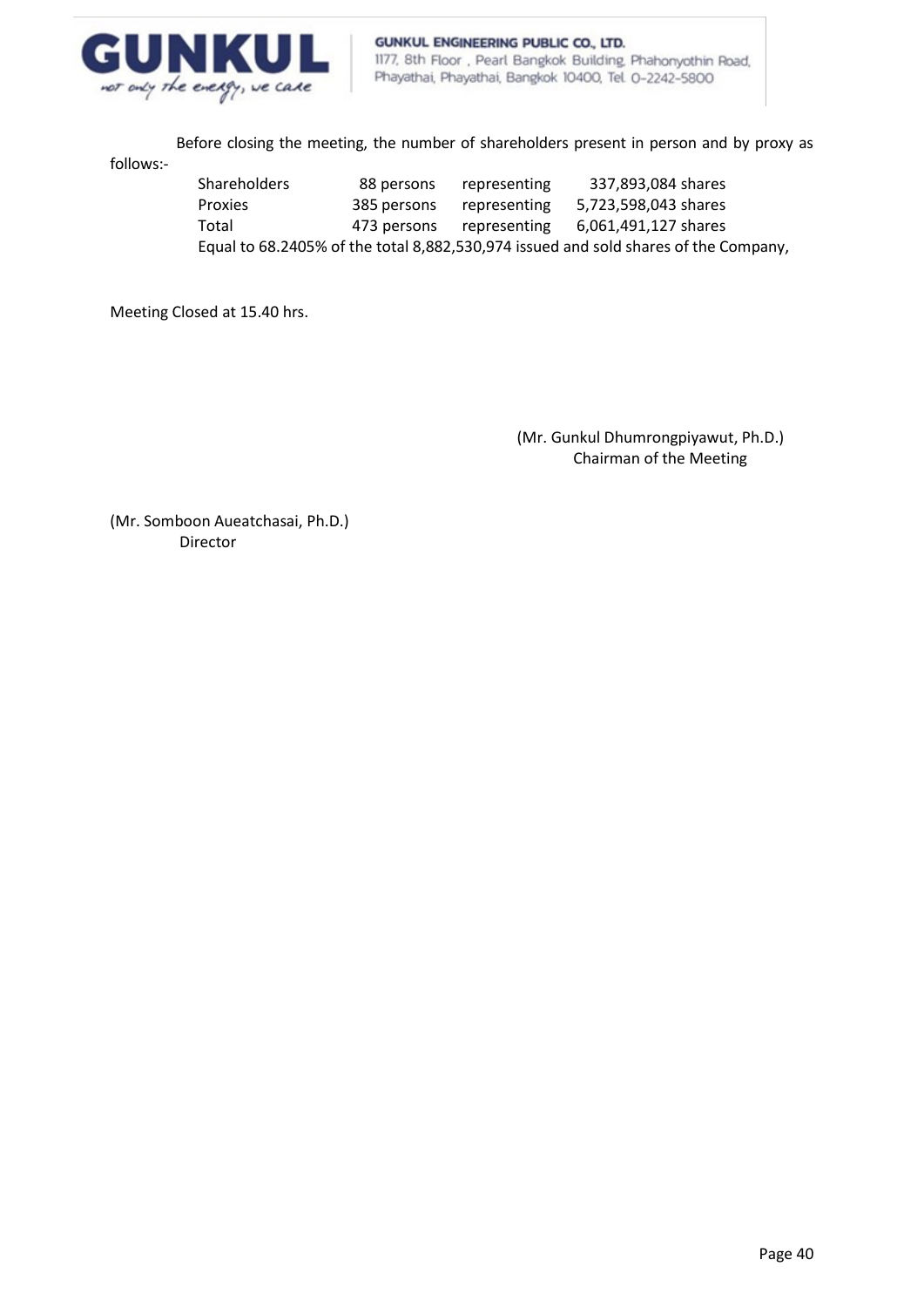Before closing the meeting, the number of shareholders present in person and by proxy as follows:-

| | | | |
|---|---|---|---|
| Shareholders | 88 persons | representing | 337,893,084 shares |
| Proxies | 385 persons | representing | 5,723,598,043 shares |
| Total | 473 persons | representing | 6,061,491,127 shares |

Equal to 68.2405% of the total 8,882,530,974 issued and sold shares of the Company,

Meeting Closed at 15.40 hrs.

(Mr. Gunkul Dhumrongpiyawut, Ph.D.)
Chairman of the Meeting

(Mr. Somboon Aueatchasai, Ph.D.)
Director